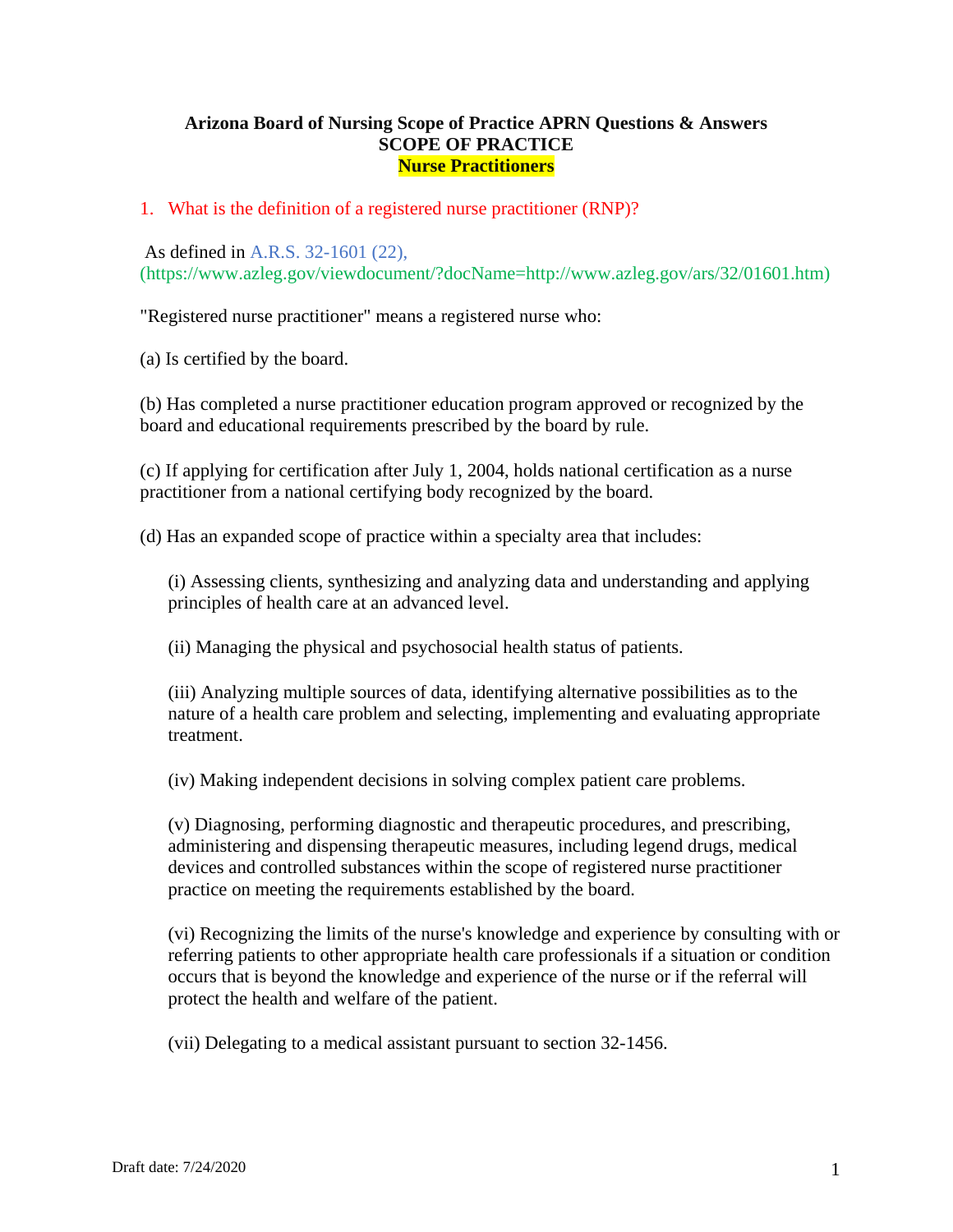# Arizona Board of Nursing Scope of Practice APRN Questions & Answers

## SCOPE OF PRACTICE

## Nurse Practitioners

1. What is the definition of a registered nurse practitioner (RNP)?

As defined in A.R.S. 32-1601 (22), (https://www.azleg.gov/viewdocument/?docName=http://www.azleg.gov/ars/32/01601.htm)

"Registered nurse practitioner" means a registered nurse who:

(a) Is certified by the board.

(b) Has completed a nurse practitioner education program approved or recognized by the board and educational requirements prescribed by the board by rule.

(c) If applying for certification after July 1, 2004, holds national certification as a nurse practitioner from a national certifying body recognized by the board.

(d) Has an expanded scope of practice within a specialty area that includes:

(i) Assessing clients, synthesizing and analyzing data and understanding and applying principles of health care at an advanced level.

(ii) Managing the physical and psychosocial health status of patients.

(iii) Analyzing multiple sources of data, identifying alternative possibilities as to the nature of a health care problem and selecting, implementing and evaluating appropriate treatment.

(iv) Making independent decisions in solving complex patient care problems.

(v) Diagnosing, performing diagnostic and therapeutic procedures, and prescribing, administering and dispensing therapeutic measures, including legend drugs, medical devices and controlled substances within the scope of registered nurse practitioner practice on meeting the requirements established by the board.

(vi) Recognizing the limits of the nurse's knowledge and experience by consulting with or referring patients to other appropriate health care professionals if a situation or condition occurs that is beyond the knowledge and experience of the nurse or if the referral will protect the health and welfare of the patient.

(vii) Delegating to a medical assistant pursuant to section 32-1456.

Draft date: 7/24/2020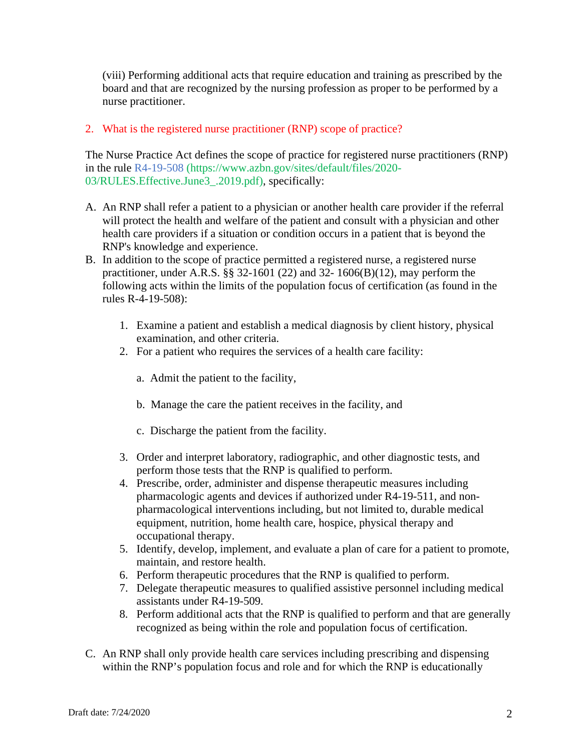(viii) Performing additional acts that require education and training as prescribed by the board and that are recognized by the nursing profession as proper to be performed by a nurse practitioner.

## 2. What is the registered nurse practitioner (RNP) scope of practice?

The Nurse Practice Act defines the scope of practice for registered nurse practitioners (RNP) in the rule R4-19-508 (https://www.azbn.gov/sites/default/files/2020-03/RULES.Effective.June3_.2019.pdf), specifically:

A. An RNP shall refer a patient to a physician or another health care provider if the referral will protect the health and welfare of the patient and consult with a physician and other health care providers if a situation or condition occurs in a patient that is beyond the RNP's knowledge and experience.

B. In addition to the scope of practice permitted a registered nurse, a registered nurse practitioner, under A.R.S. §§ 32-1601 (22) and 32- 1606(B)(12), may perform the following acts within the limits of the population focus of certification (as found in the rules R-4-19-508):

   1. Examine a patient and establish a medical diagnosis by client history, physical examination, and other criteria.
   2. For a patient who requires the services of a health care facility:

      a. Admit the patient to the facility,

      b. Manage the care the patient receives in the facility, and

      c. Discharge the patient from the facility.

   3. Order and interpret laboratory, radiographic, and other diagnostic tests, and perform those tests that the RNP is qualified to perform.
   4. Prescribe, order, administer and dispense therapeutic measures including pharmacologic agents and devices if authorized under R4-19-511, and non-pharmacological interventions including, but not limited to, durable medical equipment, nutrition, home health care, hospice, physical therapy and occupational therapy.
   5. Identify, develop, implement, and evaluate a plan of care for a patient to promote, maintain, and restore health.
   6. Perform therapeutic procedures that the RNP is qualified to perform.
   7. Delegate therapeutic measures to qualified assistive personnel including medical assistants under R4-19-509.
   8. Perform additional acts that the RNP is qualified to perform and that are generally recognized as being within the role and population focus of certification.

C. An RNP shall only provide health care services including prescribing and dispensing within the RNP's population focus and role and for which the RNP is educationally

Draft date: 7/24/2020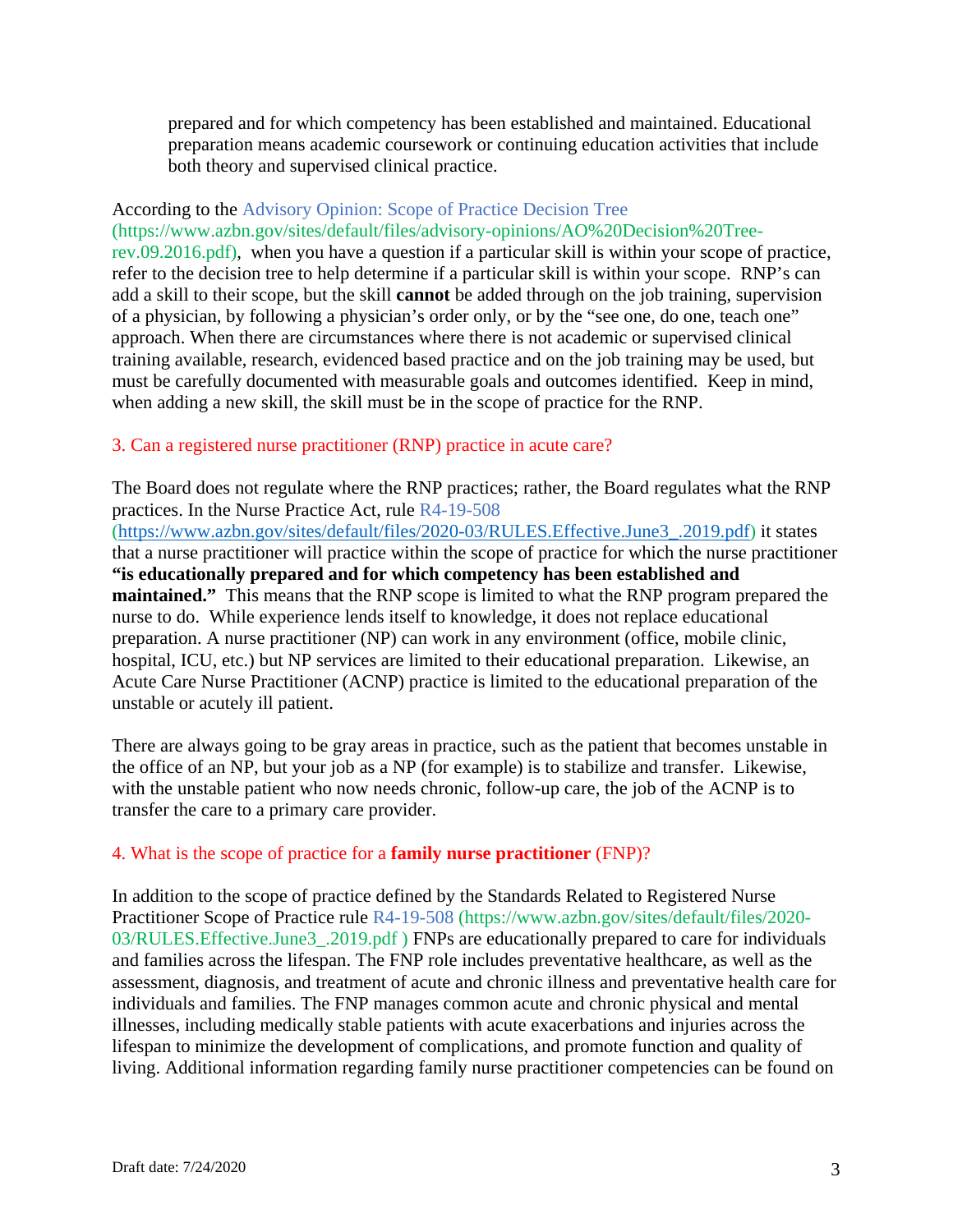prepared and for which competency has been established and maintained. Educational preparation means academic coursework or continuing education activities that include both theory and supervised clinical practice.

According to the Advisory Opinion: Scope of Practice Decision Tree (https://www.azbn.gov/sites/default/files/advisory-opinions/AO%20Decision%20Tree-rev.09.2016.pdf), when you have a question if a particular skill is within your scope of practice, refer to the decision tree to help determine if a particular skill is within your scope. RNP's can add a skill to their scope, but the skill **cannot** be added through on the job training, supervision of a physician, by following a physician's order only, or by the "see one, do one, teach one" approach. When there are circumstances where there is not academic or supervised clinical training available, research, evidenced based practice and on the job training may be used, but must be carefully documented with measurable goals and outcomes identified. Keep in mind, when adding a new skill, the skill must be in the scope of practice for the RNP.

### 3. Can a registered nurse practitioner (RNP) practice in acute care?

The Board does not regulate where the RNP practices; rather, the Board regulates what the RNP practices. In the Nurse Practice Act, rule R4-19-508 (https://www.azbn.gov/sites/default/files/2020-03/RULES.Effective.June3_.2019.pdf) it states that a nurse practitioner will practice within the scope of practice for which the nurse practitioner **"is educationally prepared and for which competency has been established and maintained."** This means that the RNP scope is limited to what the RNP program prepared the nurse to do. While experience lends itself to knowledge, it does not replace educational preparation. A nurse practitioner (NP) can work in any environment (office, mobile clinic, hospital, ICU, etc.) but NP services are limited to their educational preparation. Likewise, an Acute Care Nurse Practitioner (ACNP) practice is limited to the educational preparation of the unstable or acutely ill patient.

There are always going to be gray areas in practice, such as the patient that becomes unstable in the office of an NP, but your job as a NP (for example) is to stabilize and transfer. Likewise, with the unstable patient who now needs chronic, follow-up care, the job of the ACNP is to transfer the care to a primary care provider.

### 4. What is the scope of practice for a **family nurse practitioner** (FNP)?

In addition to the scope of practice defined by the Standards Related to Registered Nurse Practitioner Scope of Practice rule R4-19-508 (https://www.azbn.gov/sites/default/files/2020-03/RULES.Effective.June3_.2019.pdf ) FNPs are educationally prepared to care for individuals and families across the lifespan. The FNP role includes preventative healthcare, as well as the assessment, diagnosis, and treatment of acute and chronic illness and preventative health care for individuals and families. The FNP manages common acute and chronic physical and mental illnesses, including medically stable patients with acute exacerbations and injuries across the lifespan to minimize the development of complications, and promote function and quality of living. Additional information regarding family nurse practitioner competencies can be found on

Draft date: 7/24/2020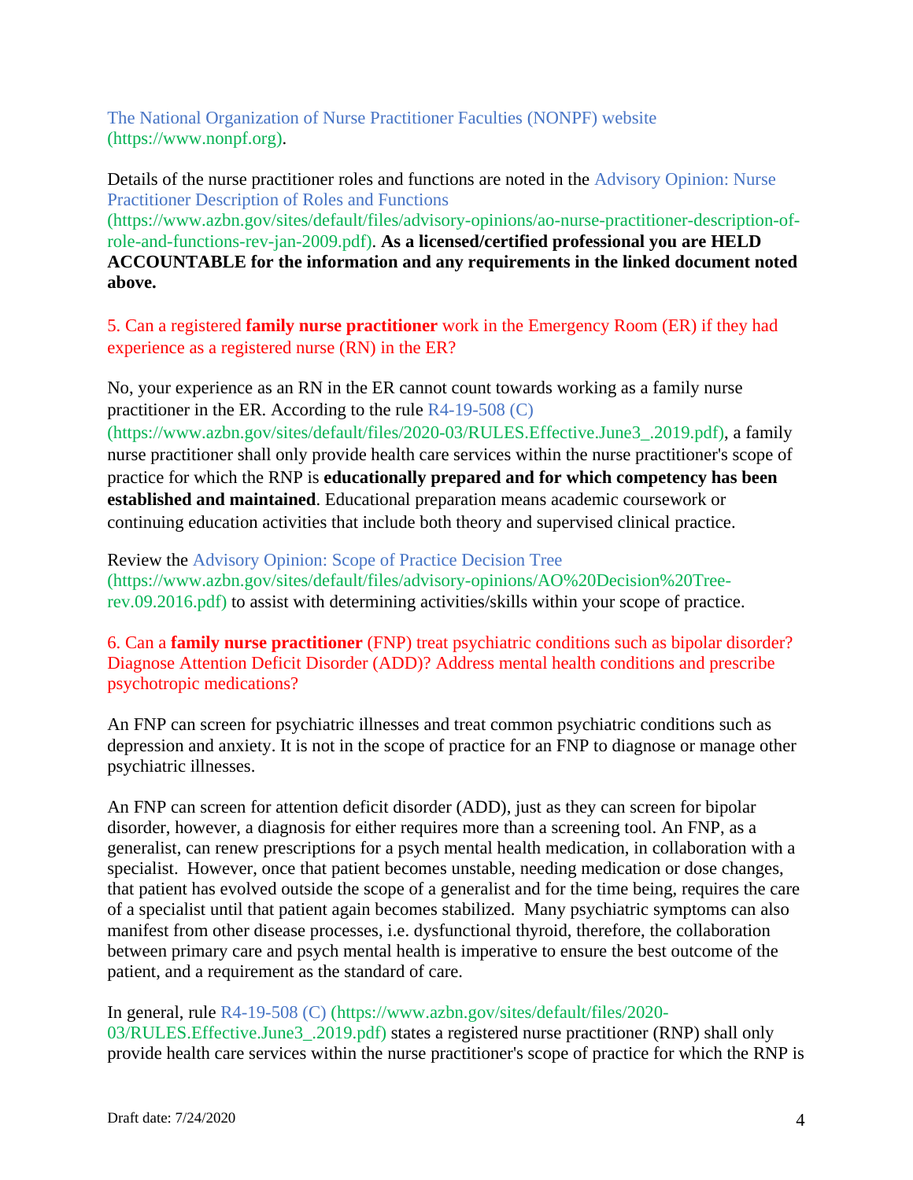The National Organization of Nurse Practitioner Faculties (NONPF) website (https://www.nonpf.org).

Details of the nurse practitioner roles and functions are noted in the Advisory Opinion: Nurse Practitioner Description of Roles and Functions (https://www.azbn.gov/sites/default/files/advisory-opinions/ao-nurse-practitioner-description-of-role-and-functions-rev-jan-2009.pdf). **As a licensed/certified professional you are HELD ACCOUNTABLE for the information and any requirements in the linked document noted above.**

5. Can a registered **family nurse practitioner** work in the Emergency Room (ER) if they had experience as a registered nurse (RN) in the ER?

No, your experience as an RN in the ER cannot count towards working as a family nurse practitioner in the ER. According to the rule R4-19-508 (C) (https://www.azbn.gov/sites/default/files/2020-03/RULES.Effective.June3_.2019.pdf), a family nurse practitioner shall only provide health care services within the nurse practitioner's scope of practice for which the RNP is **educationally prepared and for which competency has been established and maintained**. Educational preparation means academic coursework or continuing education activities that include both theory and supervised clinical practice.

Review the Advisory Opinion: Scope of Practice Decision Tree (https://www.azbn.gov/sites/default/files/advisory-opinions/AO%20Decision%20Tree-rev.09.2016.pdf) to assist with determining activities/skills within your scope of practice.

6. Can a **family nurse practitioner** (FNP) treat psychiatric conditions such as bipolar disorder? Diagnose Attention Deficit Disorder (ADD)? Address mental health conditions and prescribe psychotropic medications?

An FNP can screen for psychiatric illnesses and treat common psychiatric conditions such as depression and anxiety. It is not in the scope of practice for an FNP to diagnose or manage other psychiatric illnesses.

An FNP can screen for attention deficit disorder (ADD), just as they can screen for bipolar disorder, however, a diagnosis for either requires more than a screening tool. An FNP, as a generalist, can renew prescriptions for a psych mental health medication, in collaboration with a specialist. However, once that patient becomes unstable, needing medication or dose changes, that patient has evolved outside the scope of a generalist and for the time being, requires the care of a specialist until that patient again becomes stabilized. Many psychiatric symptoms can also manifest from other disease processes, i.e. dysfunctional thyroid, therefore, the collaboration between primary care and psych mental health is imperative to ensure the best outcome of the patient, and a requirement as the standard of care.

In general, rule R4-19-508 (C) (https://www.azbn.gov/sites/default/files/2020-03/RULES.Effective.June3_.2019.pdf) states a registered nurse practitioner (RNP) shall only provide health care services within the nurse practitioner's scope of practice for which the RNP is

Draft date: 7/24/2020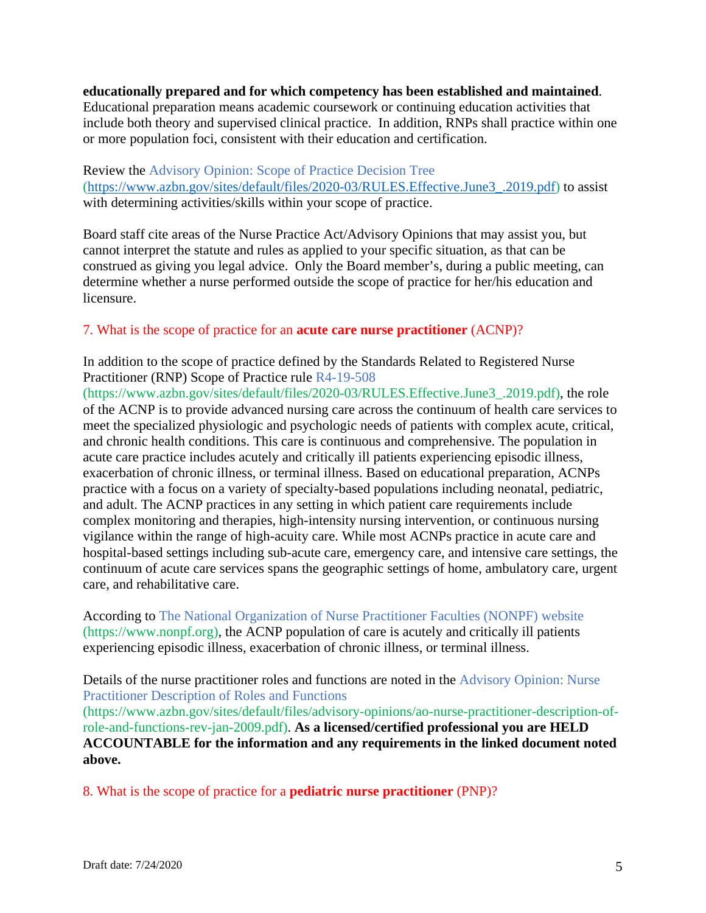**educationally prepared and for which competency has been established and maintained**. Educational preparation means academic coursework or continuing education activities that include both theory and supervised clinical practice. In addition, RNPs shall practice within one or more population foci, consistent with their education and certification.

Review the Advisory Opinion: Scope of Practice Decision Tree (https://www.azbn.gov/sites/default/files/2020-03/RULES.Effective.June3_.2019.pdf) to assist with determining activities/skills within your scope of practice.

Board staff cite areas of the Nurse Practice Act/Advisory Opinions that may assist you, but cannot interpret the statute and rules as applied to your specific situation, as that can be construed as giving you legal advice. Only the Board member's, during a public meeting, can determine whether a nurse performed outside the scope of practice for her/his education and licensure.

7. What is the scope of practice for an **acute care nurse practitioner** (ACNP)?

In addition to the scope of practice defined by the Standards Related to Registered Nurse Practitioner (RNP) Scope of Practice rule R4-19-508 (https://www.azbn.gov/sites/default/files/2020-03/RULES.Effective.June3_.2019.pdf), the role of the ACNP is to provide advanced nursing care across the continuum of health care services to meet the specialized physiologic and psychologic needs of patients with complex acute, critical, and chronic health conditions. This care is continuous and comprehensive. The population in acute care practice includes acutely and critically ill patients experiencing episodic illness, exacerbation of chronic illness, or terminal illness. Based on educational preparation, ACNPs practice with a focus on a variety of specialty-based populations including neonatal, pediatric, and adult. The ACNP practices in any setting in which patient care requirements include complex monitoring and therapies, high-intensity nursing intervention, or continuous nursing vigilance within the range of high-acuity care. While most ACNPs practice in acute care and hospital-based settings including sub-acute care, emergency care, and intensive care settings, the continuum of acute care services spans the geographic settings of home, ambulatory care, urgent care, and rehabilitative care.

According to The National Organization of Nurse Practitioner Faculties (NONPF) website (https://www.nonpf.org), the ACNP population of care is acutely and critically ill patients experiencing episodic illness, exacerbation of chronic illness, or terminal illness.

Details of the nurse practitioner roles and functions are noted in the Advisory Opinion: Nurse Practitioner Description of Roles and Functions (https://www.azbn.gov/sites/default/files/advisory-opinions/ao-nurse-practitioner-description-of-role-and-functions-rev-jan-2009.pdf). **As a licensed/certified professional you are HELD ACCOUNTABLE for the information and any requirements in the linked document noted above.**

8. What is the scope of practice for a **pediatric nurse practitioner** (PNP)?

Draft date: 7/24/2020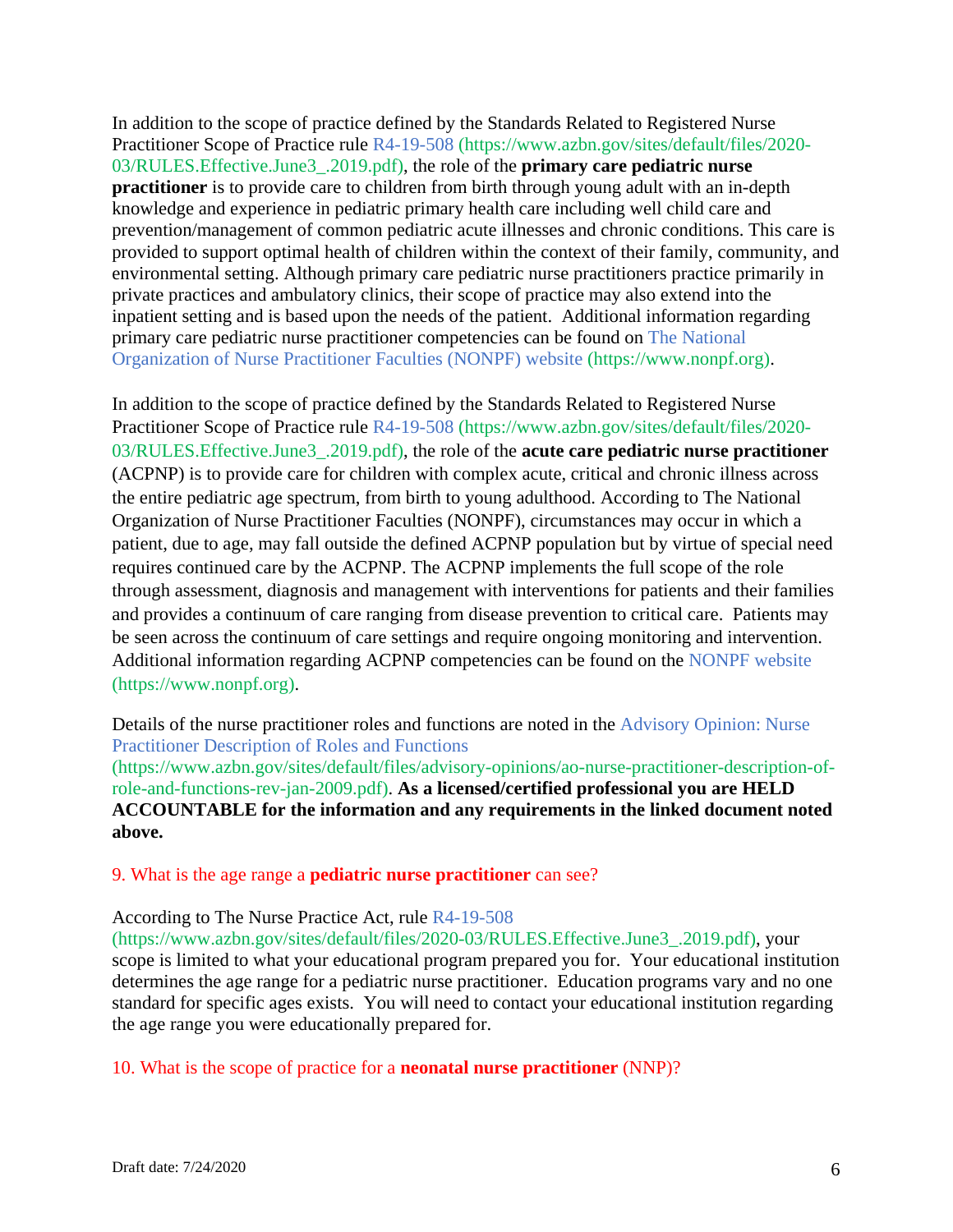In addition to the scope of practice defined by the Standards Related to Registered Nurse Practitioner Scope of Practice rule R4-19-508 (https://www.azbn.gov/sites/default/files/2020-03/RULES.Effective.June3_.2019.pdf), the role of the **primary care pediatric nurse practitioner** is to provide care to children from birth through young adult with an in-depth knowledge and experience in pediatric primary health care including well child care and prevention/management of common pediatric acute illnesses and chronic conditions. This care is provided to support optimal health of children within the context of their family, community, and environmental setting. Although primary care pediatric nurse practitioners practice primarily in private practices and ambulatory clinics, their scope of practice may also extend into the inpatient setting and is based upon the needs of the patient. Additional information regarding primary care pediatric nurse practitioner competencies can be found on The National Organization of Nurse Practitioner Faculties (NONPF) website (https://www.nonpf.org).

In addition to the scope of practice defined by the Standards Related to Registered Nurse Practitioner Scope of Practice rule R4-19-508 (https://www.azbn.gov/sites/default/files/2020-03/RULES.Effective.June3_.2019.pdf), the role of the **acute care pediatric nurse practitioner** (ACPNP) is to provide care for children with complex acute, critical and chronic illness across the entire pediatric age spectrum, from birth to young adulthood. According to The National Organization of Nurse Practitioner Faculties (NONPF), circumstances may occur in which a patient, due to age, may fall outside the defined ACPNP population but by virtue of special need requires continued care by the ACPNP. The ACPNP implements the full scope of the role through assessment, diagnosis and management with interventions for patients and their families and provides a continuum of care ranging from disease prevention to critical care. Patients may be seen across the continuum of care settings and require ongoing monitoring and intervention. Additional information regarding ACPNP competencies can be found on the NONPF website (https://www.nonpf.org).

Details of the nurse practitioner roles and functions are noted in the Advisory Opinion: Nurse Practitioner Description of Roles and Functions (https://www.azbn.gov/sites/default/files/advisory-opinions/ao-nurse-practitioner-description-of-role-and-functions-rev-jan-2009.pdf). **As a licensed/certified professional you are HELD ACCOUNTABLE for the information and any requirements in the linked document noted above.**

9. What is the age range a **pediatric nurse practitioner** can see?

According to The Nurse Practice Act, rule R4-19-508 (https://www.azbn.gov/sites/default/files/2020-03/RULES.Effective.June3_.2019.pdf), your scope is limited to what your educational program prepared you for. Your educational institution determines the age range for a pediatric nurse practitioner. Education programs vary and no one standard for specific ages exists. You will need to contact your educational institution regarding the age range you were educationally prepared for.

10. What is the scope of practice for a **neonatal nurse practitioner** (NNP)?

Draft date: 7/24/2020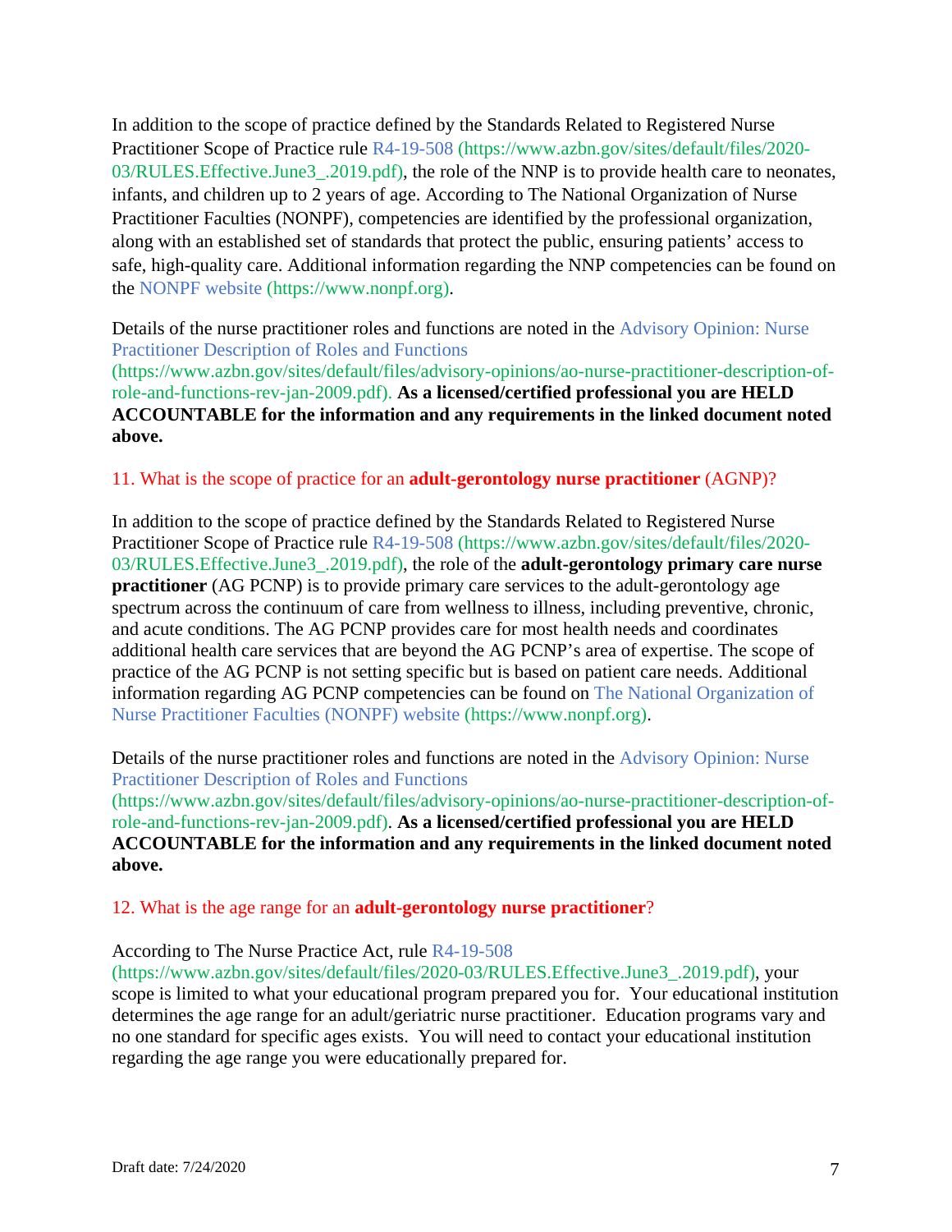In addition to the scope of practice defined by the Standards Related to Registered Nurse Practitioner Scope of Practice rule R4-19-508 (https://www.azbn.gov/sites/default/files/2020-03/RULES.Effective.June3_.2019.pdf), the role of the NNP is to provide health care to neonates, infants, and children up to 2 years of age. According to The National Organization of Nurse Practitioner Faculties (NONPF), competencies are identified by the professional organization, along with an established set of standards that protect the public, ensuring patients' access to safe, high-quality care. Additional information regarding the NNP competencies can be found on the NONPF website (https://www.nonpf.org).

Details of the nurse practitioner roles and functions are noted in the Advisory Opinion: Nurse Practitioner Description of Roles and Functions (https://www.azbn.gov/sites/default/files/advisory-opinions/ao-nurse-practitioner-description-of-role-and-functions-rev-jan-2009.pdf). **As a licensed/certified professional you are HELD ACCOUNTABLE for the information and any requirements in the linked document noted above.**

### 11. What is the scope of practice for an **adult-gerontology nurse practitioner** (AGNP)?

In addition to the scope of practice defined by the Standards Related to Registered Nurse Practitioner Scope of Practice rule R4-19-508 (https://www.azbn.gov/sites/default/files/2020-03/RULES.Effective.June3_.2019.pdf), the role of the **adult-gerontology primary care nurse practitioner** (AG PCNP) is to provide primary care services to the adult-gerontology age spectrum across the continuum of care from wellness to illness, including preventive, chronic, and acute conditions. The AG PCNP provides care for most health needs and coordinates additional health care services that are beyond the AG PCNP's area of expertise. The scope of practice of the AG PCNP is not setting specific but is based on patient care needs. Additional information regarding AG PCNP competencies can be found on The National Organization of Nurse Practitioner Faculties (NONPF) website (https://www.nonpf.org).

Details of the nurse practitioner roles and functions are noted in the Advisory Opinion: Nurse Practitioner Description of Roles and Functions (https://www.azbn.gov/sites/default/files/advisory-opinions/ao-nurse-practitioner-description-of-role-and-functions-rev-jan-2009.pdf). **As a licensed/certified professional you are HELD ACCOUNTABLE for the information and any requirements in the linked document noted above.**

### 12. What is the age range for an **adult-gerontology nurse practitioner**?

According to The Nurse Practice Act, rule R4-19-508 (https://www.azbn.gov/sites/default/files/2020-03/RULES.Effective.June3_.2019.pdf), your scope is limited to what your educational program prepared you for. Your educational institution determines the age range for an adult/geriatric nurse practitioner. Education programs vary and no one standard for specific ages exists. You will need to contact your educational institution regarding the age range you were educationally prepared for.

Draft date: 7/24/2020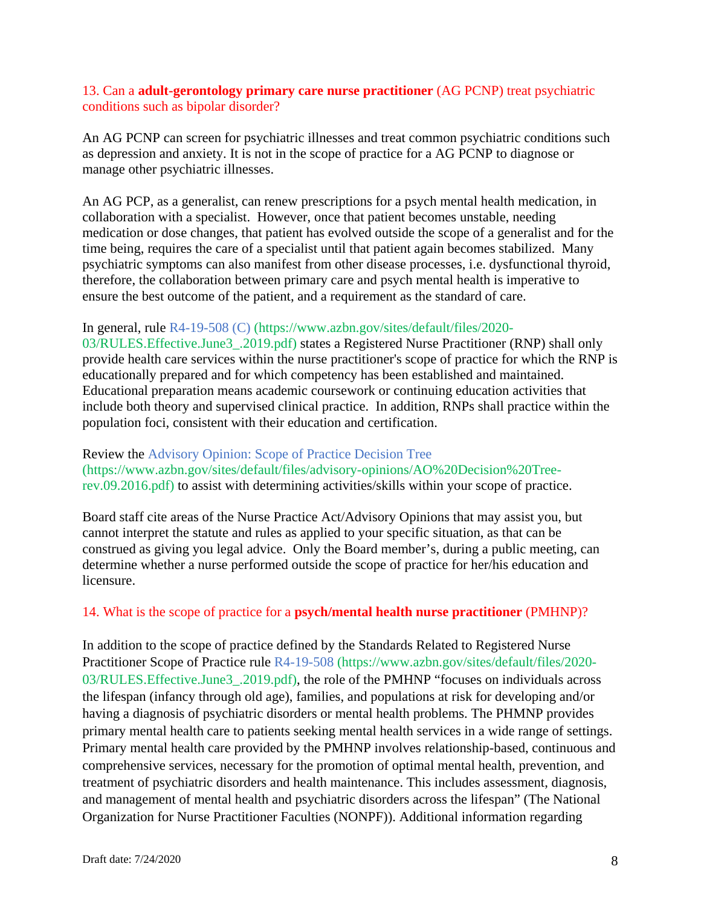13. Can a **adult-gerontology primary care nurse practitioner** (AG PCNP) treat psychiatric conditions such as bipolar disorder?

An AG PCNP can screen for psychiatric illnesses and treat common psychiatric conditions such as depression and anxiety. It is not in the scope of practice for a AG PCNP to diagnose or manage other psychiatric illnesses.

An AG PCP, as a generalist, can renew prescriptions for a psych mental health medication, in collaboration with a specialist. However, once that patient becomes unstable, needing medication or dose changes, that patient has evolved outside the scope of a generalist and for the time being, requires the care of a specialist until that patient again becomes stabilized. Many psychiatric symptoms can also manifest from other disease processes, i.e. dysfunctional thyroid, therefore, the collaboration between primary care and psych mental health is imperative to ensure the best outcome of the patient, and a requirement as the standard of care.

In general, rule R4-19-508 (C) (https://www.azbn.gov/sites/default/files/2020-03/RULES.Effective.June3_.2019.pdf) states a Registered Nurse Practitioner (RNP) shall only provide health care services within the nurse practitioner's scope of practice for which the RNP is educationally prepared and for which competency has been established and maintained. Educational preparation means academic coursework or continuing education activities that include both theory and supervised clinical practice. In addition, RNPs shall practice within the population foci, consistent with their education and certification.

Review the Advisory Opinion: Scope of Practice Decision Tree (https://www.azbn.gov/sites/default/files/advisory-opinions/AO%20Decision%20Tree-rev.09.2016.pdf) to assist with determining activities/skills within your scope of practice.

Board staff cite areas of the Nurse Practice Act/Advisory Opinions that may assist you, but cannot interpret the statute and rules as applied to your specific situation, as that can be construed as giving you legal advice. Only the Board member's, during a public meeting, can determine whether a nurse performed outside the scope of practice for her/his education and licensure.

14. What is the scope of practice for a **psych/mental health nurse practitioner** (PMHNP)?

In addition to the scope of practice defined by the Standards Related to Registered Nurse Practitioner Scope of Practice rule R4-19-508 (https://www.azbn.gov/sites/default/files/2020-03/RULES.Effective.June3_.2019.pdf), the role of the PMHNP "focuses on individuals across the lifespan (infancy through old age), families, and populations at risk for developing and/or having a diagnosis of psychiatric disorders or mental health problems. The PHMNP provides primary mental health care to patients seeking mental health services in a wide range of settings. Primary mental health care provided by the PMHNP involves relationship-based, continuous and comprehensive services, necessary for the promotion of optimal mental health, prevention, and treatment of psychiatric disorders and health maintenance. This includes assessment, diagnosis, and management of mental health and psychiatric disorders across the lifespan" (The National Organization for Nurse Practitioner Faculties (NONPF)). Additional information regarding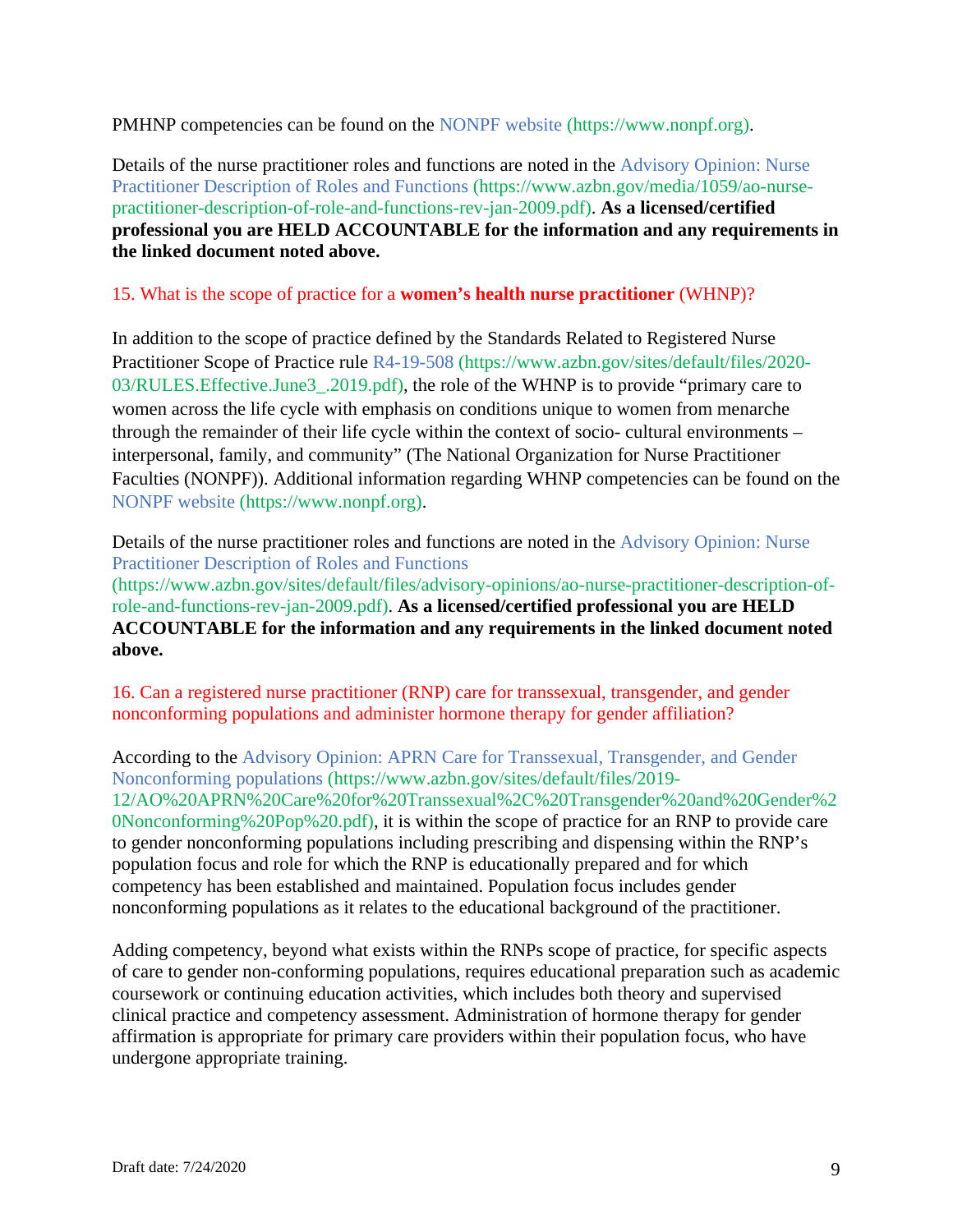PMHNP competencies can be found on the NONPF website (https://www.nonpf.org).

Details of the nurse practitioner roles and functions are noted in the Advisory Opinion: Nurse Practitioner Description of Roles and Functions (https://www.azbn.gov/media/1059/ao-nurse-practitioner-description-of-role-and-functions-rev-jan-2009.pdf). **As a licensed/certified professional you are HELD ACCOUNTABLE for the information and any requirements in the linked document noted above.**

### 15. What is the scope of practice for a **women's health nurse practitioner** (WHNP)?

In addition to the scope of practice defined by the Standards Related to Registered Nurse Practitioner Scope of Practice rule R4-19-508 (https://www.azbn.gov/sites/default/files/2020-03/RULES.Effective.June3_.2019.pdf), the role of the WHNP is to provide "primary care to women across the life cycle with emphasis on conditions unique to women from menarche through the remainder of their life cycle within the context of socio- cultural environments – interpersonal, family, and community" (The National Organization for Nurse Practitioner Faculties (NONPF)). Additional information regarding WHNP competencies can be found on the NONPF website (https://www.nonpf.org).

Details of the nurse practitioner roles and functions are noted in the Advisory Opinion: Nurse Practitioner Description of Roles and Functions (https://www.azbn.gov/sites/default/files/advisory-opinions/ao-nurse-practitioner-description-of-role-and-functions-rev-jan-2009.pdf). **As a licensed/certified professional you are HELD ACCOUNTABLE for the information and any requirements in the linked document noted above.**

### 16. Can a registered nurse practitioner (RNP) care for transsexual, transgender, and gender nonconforming populations and administer hormone therapy for gender affiliation?

According to the Advisory Opinion: APRN Care for Transsexual, Transgender, and Gender Nonconforming populations (https://www.azbn.gov/sites/default/files/2019-12/AO%20APRN%20Care%20for%20Transsexual%2C%20Transgender%20and%20Gender%20Nonconforming%20Pop%20.pdf), it is within the scope of practice for an RNP to provide care to gender nonconforming populations including prescribing and dispensing within the RNP's population focus and role for which the RNP is educationally prepared and for which competency has been established and maintained. Population focus includes gender nonconforming populations as it relates to the educational background of the practitioner.

Adding competency, beyond what exists within the RNPs scope of practice, for specific aspects of care to gender non-conforming populations, requires educational preparation such as academic coursework or continuing education activities, which includes both theory and supervised clinical practice and competency assessment. Administration of hormone therapy for gender affirmation is appropriate for primary care providers within their population focus, who have undergone appropriate training.

Draft date: 7/24/2020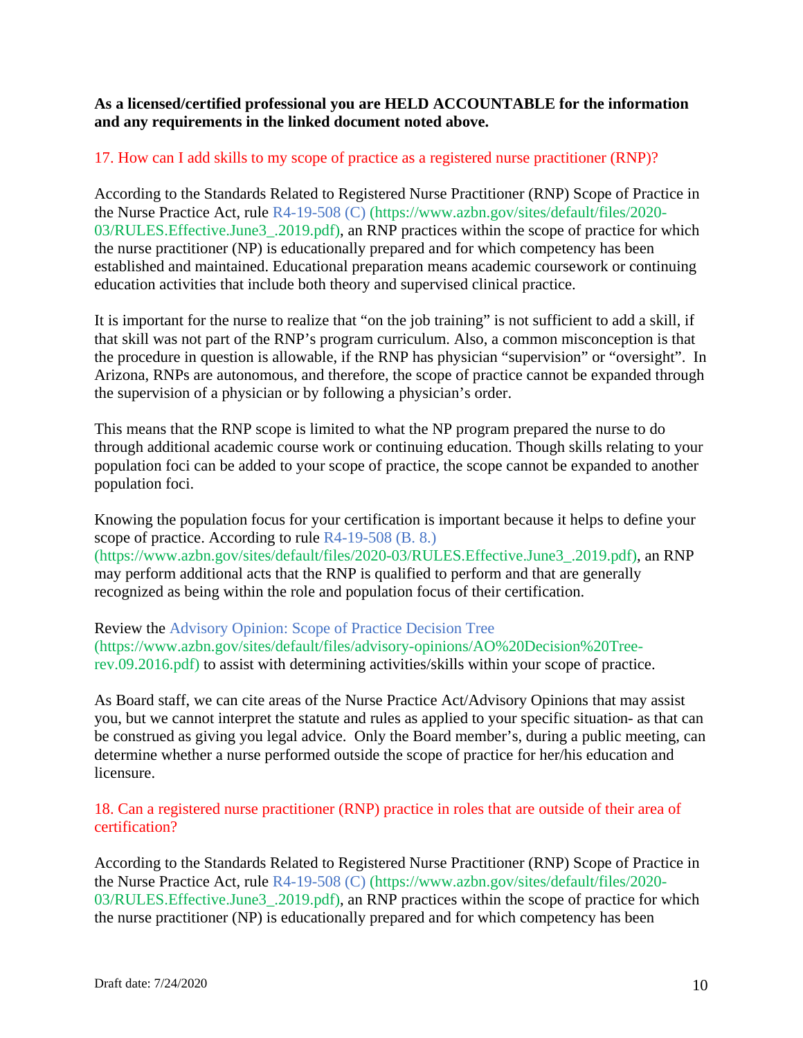**As a licensed/certified professional you are HELD ACCOUNTABLE for the information and any requirements in the linked document noted above.**

### 17. How can I add skills to my scope of practice as a registered nurse practitioner (RNP)?

According to the Standards Related to Registered Nurse Practitioner (RNP) Scope of Practice in the Nurse Practice Act, rule R4-19-508 (C) (https://www.azbn.gov/sites/default/files/2020-03/RULES.Effective.June3_.2019.pdf), an RNP practices within the scope of practice for which the nurse practitioner (NP) is educationally prepared and for which competency has been established and maintained. Educational preparation means academic coursework or continuing education activities that include both theory and supervised clinical practice.

It is important for the nurse to realize that "on the job training" is not sufficient to add a skill, if that skill was not part of the RNP's program curriculum. Also, a common misconception is that the procedure in question is allowable, if the RNP has physician "supervision" or "oversight". In Arizona, RNPs are autonomous, and therefore, the scope of practice cannot be expanded through the supervision of a physician or by following a physician's order.

This means that the RNP scope is limited to what the NP program prepared the nurse to do through additional academic course work or continuing education. Though skills relating to your population foci can be added to your scope of practice, the scope cannot be expanded to another population foci.

Knowing the population focus for your certification is important because it helps to define your scope of practice. According to rule R4-19-508 (B. 8.) (https://www.azbn.gov/sites/default/files/2020-03/RULES.Effective.June3_.2019.pdf), an RNP may perform additional acts that the RNP is qualified to perform and that are generally recognized as being within the role and population focus of their certification.

Review the Advisory Opinion: Scope of Practice Decision Tree (https://www.azbn.gov/sites/default/files/advisory-opinions/AO%20Decision%20Tree-rev.09.2016.pdf) to assist with determining activities/skills within your scope of practice.

As Board staff, we can cite areas of the Nurse Practice Act/Advisory Opinions that may assist you, but we cannot interpret the statute and rules as applied to your specific situation- as that can be construed as giving you legal advice. Only the Board member's, during a public meeting, can determine whether a nurse performed outside the scope of practice for her/his education and licensure.

### 18. Can a registered nurse practitioner (RNP) practice in roles that are outside of their area of certification?

According to the Standards Related to Registered Nurse Practitioner (RNP) Scope of Practice in the Nurse Practice Act, rule R4-19-508 (C) (https://www.azbn.gov/sites/default/files/2020-03/RULES.Effective.June3_.2019.pdf), an RNP practices within the scope of practice for which the nurse practitioner (NP) is educationally prepared and for which competency has been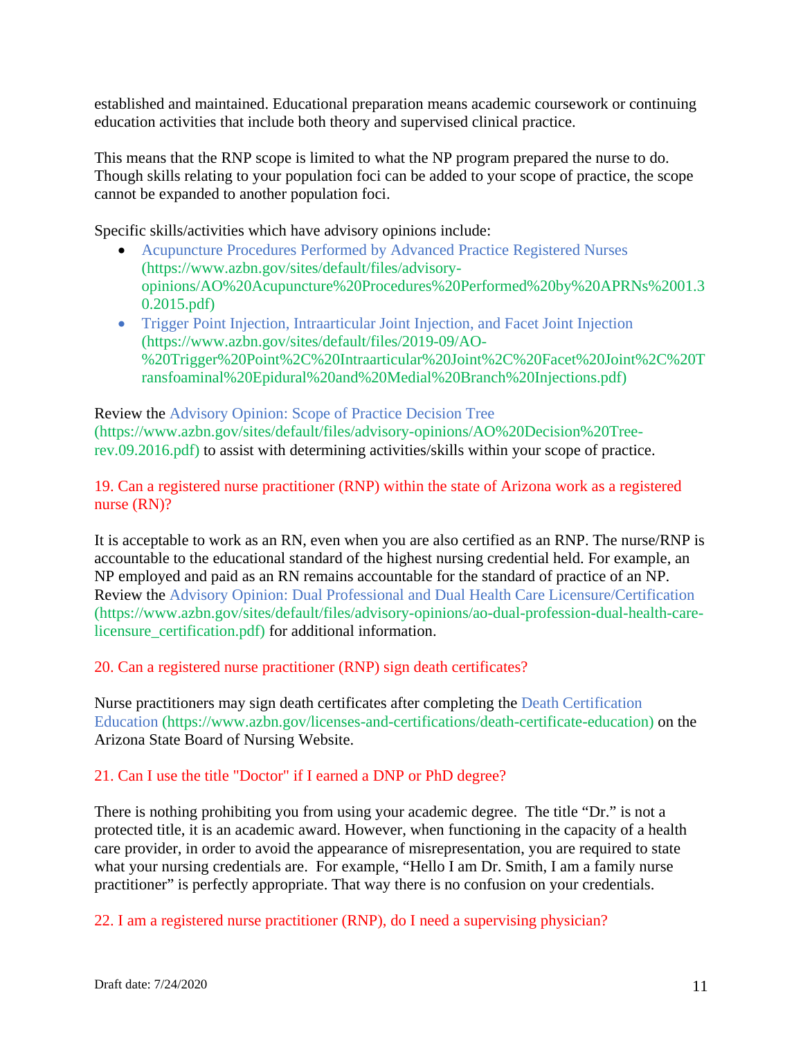established and maintained. Educational preparation means academic coursework or continuing education activities that include both theory and supervised clinical practice.

This means that the RNP scope is limited to what the NP program prepared the nurse to do. Though skills relating to your population foci can be added to your scope of practice, the scope cannot be expanded to another population foci.

Specific skills/activities which have advisory opinions include:

- Acupuncture Procedures Performed by Advanced Practice Registered Nurses (https://www.azbn.gov/sites/default/files/advisory-opinions/AO%20Acupuncture%20Procedures%20Performed%20by%20APRNs%2001.30.2015.pdf)
- Trigger Point Injection, Intraarticular Joint Injection, and Facet Joint Injection (https://www.azbn.gov/sites/default/files/2019-09/AO-%20Trigger%20Point%2C%20Intraarticular%20Joint%2C%20Facet%20Joint%2C%20Transfoaminal%20Epidural%20and%20Medial%20Branch%20Injections.pdf)

Review the Advisory Opinion: Scope of Practice Decision Tree (https://www.azbn.gov/sites/default/files/advisory-opinions/AO%20Decision%20Tree-rev.09.2016.pdf) to assist with determining activities/skills within your scope of practice.

### 19. Can a registered nurse practitioner (RNP) within the state of Arizona work as a registered nurse (RN)?

It is acceptable to work as an RN, even when you are also certified as an RNP. The nurse/RNP is accountable to the educational standard of the highest nursing credential held. For example, an NP employed and paid as an RN remains accountable for the standard of practice of an NP. Review the Advisory Opinion: Dual Professional and Dual Health Care Licensure/Certification (https://www.azbn.gov/sites/default/files/advisory-opinions/ao-dual-profession-dual-health-care-licensure_certification.pdf) for additional information.

### 20. Can a registered nurse practitioner (RNP) sign death certificates?

Nurse practitioners may sign death certificates after completing the Death Certification Education (https://www.azbn.gov/licenses-and-certifications/death-certificate-education) on the Arizona State Board of Nursing Website.

### 21. Can I use the title "Doctor" if I earned a DNP or PhD degree?

There is nothing prohibiting you from using your academic degree. The title "Dr." is not a protected title, it is an academic award. However, when functioning in the capacity of a health care provider, in order to avoid the appearance of misrepresentation, you are required to state what your nursing credentials are. For example, "Hello I am Dr. Smith, I am a family nurse practitioner" is perfectly appropriate. That way there is no confusion on your credentials.

### 22. I am a registered nurse practitioner (RNP), do I need a supervising physician?

Draft date: 7/24/2020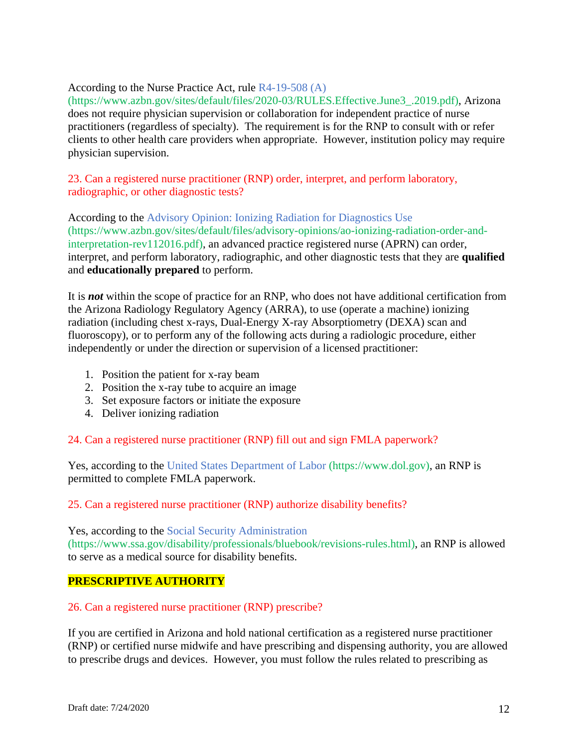According to the Nurse Practice Act, rule R4-19-508 (A) (https://www.azbn.gov/sites/default/files/2020-03/RULES.Effective.June3_.2019.pdf), Arizona does not require physician supervision or collaboration for independent practice of nurse practitioners (regardless of specialty). The requirement is for the RNP to consult with or refer clients to other health care providers when appropriate. However, institution policy may require physician supervision.

23. Can a registered nurse practitioner (RNP) order, interpret, and perform laboratory, radiographic, or other diagnostic tests?

According to the Advisory Opinion: Ionizing Radiation for Diagnostics Use (https://www.azbn.gov/sites/default/files/advisory-opinions/ao-ionizing-radiation-order-and-interpretation-rev112016.pdf), an advanced practice registered nurse (APRN) can order, interpret, and perform laboratory, radiographic, and other diagnostic tests that they are **qualified** and **educationally prepared** to perform.

It is ***not*** within the scope of practice for an RNP, who does not have additional certification from the Arizona Radiology Regulatory Agency (ARRA), to use (operate a machine) ionizing radiation (including chest x-rays, Dual-Energy X-ray Absorptiometry (DEXA) scan and fluoroscopy), or to perform any of the following acts during a radiologic procedure, either independently or under the direction or supervision of a licensed practitioner:

1. Position the patient for x-ray beam
2. Position the x-ray tube to acquire an image
3. Set exposure factors or initiate the exposure
4. Deliver ionizing radiation

24. Can a registered nurse practitioner (RNP) fill out and sign FMLA paperwork?

Yes, according to the United States Department of Labor (https://www.dol.gov), an RNP is permitted to complete FMLA paperwork.

25. Can a registered nurse practitioner (RNP) authorize disability benefits?

Yes, according to the Social Security Administration (https://www.ssa.gov/disability/professionals/bluebook/revisions-rules.html), an RNP is allowed to serve as a medical source for disability benefits.

## PRESCRIPTIVE AUTHORITY

26. Can a registered nurse practitioner (RNP) prescribe?

If you are certified in Arizona and hold national certification as a registered nurse practitioner (RNP) or certified nurse midwife and have prescribing and dispensing authority, you are allowed to prescribe drugs and devices. However, you must follow the rules related to prescribing as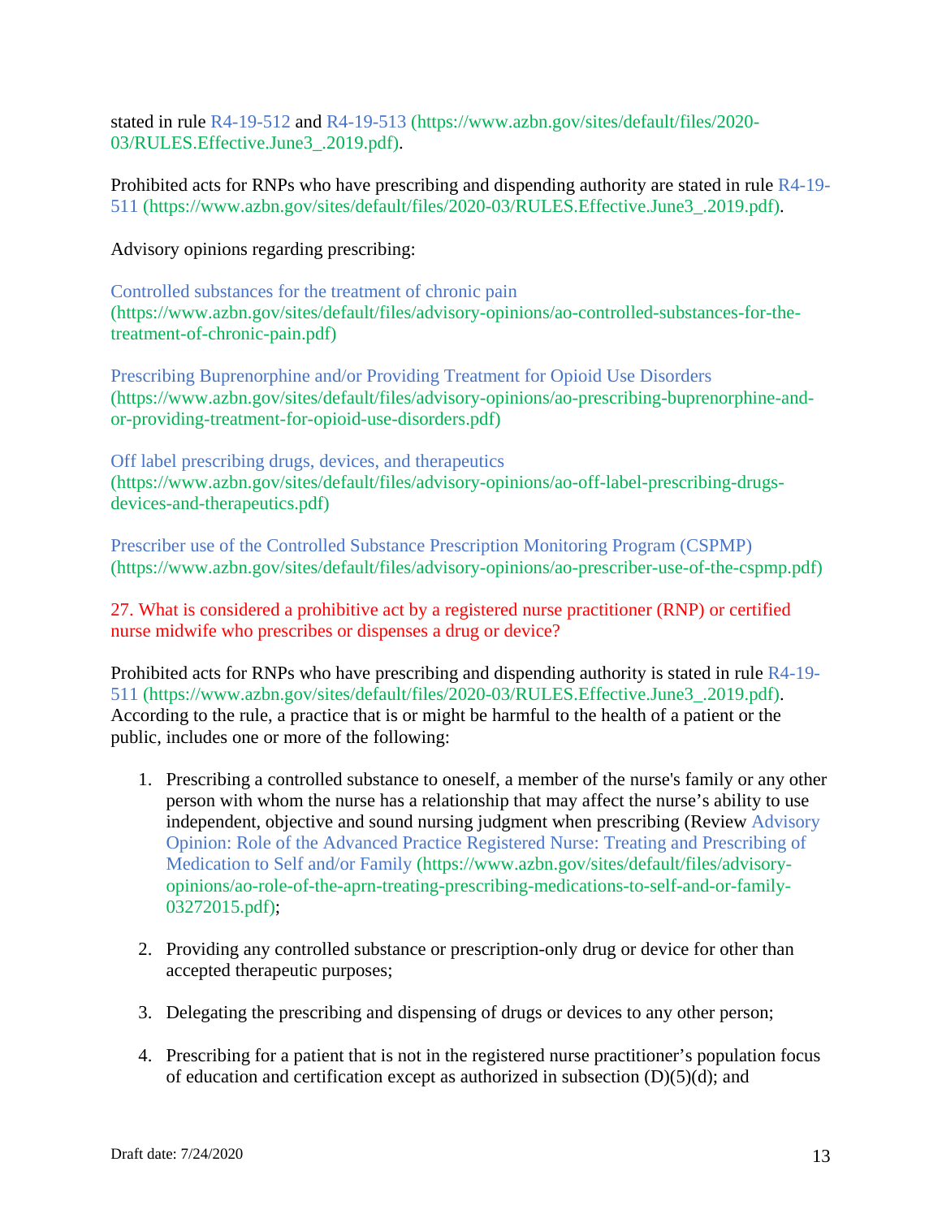stated in rule R4-19-512 and R4-19-513 (https://www.azbn.gov/sites/default/files/2020-03/RULES.Effective.June3_.2019.pdf).

Prohibited acts for RNPs who have prescribing and dispending authority are stated in rule R4-19-511 (https://www.azbn.gov/sites/default/files/2020-03/RULES.Effective.June3_.2019.pdf).

Advisory opinions regarding prescribing:

Controlled substances for the treatment of chronic pain (https://www.azbn.gov/sites/default/files/advisory-opinions/ao-controlled-substances-for-the-treatment-of-chronic-pain.pdf)

Prescribing Buprenorphine and/or Providing Treatment for Opioid Use Disorders (https://www.azbn.gov/sites/default/files/advisory-opinions/ao-prescribing-buprenorphine-and-or-providing-treatment-for-opioid-use-disorders.pdf)

Off label prescribing drugs, devices, and therapeutics (https://www.azbn.gov/sites/default/files/advisory-opinions/ao-off-label-prescribing-drugs-devices-and-therapeutics.pdf)

Prescriber use of the Controlled Substance Prescription Monitoring Program (CSPMP) (https://www.azbn.gov/sites/default/files/advisory-opinions/ao-prescriber-use-of-the-cspmp.pdf)

27. What is considered a prohibitive act by a registered nurse practitioner (RNP) or certified nurse midwife who prescribes or dispenses a drug or device?

Prohibited acts for RNPs who have prescribing and dispending authority is stated in rule R4-19-511 (https://www.azbn.gov/sites/default/files/2020-03/RULES.Effective.June3_.2019.pdf). According to the rule, a practice that is or might be harmful to the health of a patient or the public, includes one or more of the following:

1. Prescribing a controlled substance to oneself, a member of the nurse's family or any other person with whom the nurse has a relationship that may affect the nurse's ability to use independent, objective and sound nursing judgment when prescribing (Review Advisory Opinion: Role of the Advanced Practice Registered Nurse: Treating and Prescribing of Medication to Self and/or Family (https://www.azbn.gov/sites/default/files/advisory-opinions/ao-role-of-the-aprn-treating-prescribing-medications-to-self-and-or-family-03272015.pdf);
2. Providing any controlled substance or prescription-only drug or device for other than accepted therapeutic purposes;
3. Delegating the prescribing and dispensing of drugs or devices to any other person;
4. Prescribing for a patient that is not in the registered nurse practitioner's population focus of education and certification except as authorized in subsection (D)(5)(d); and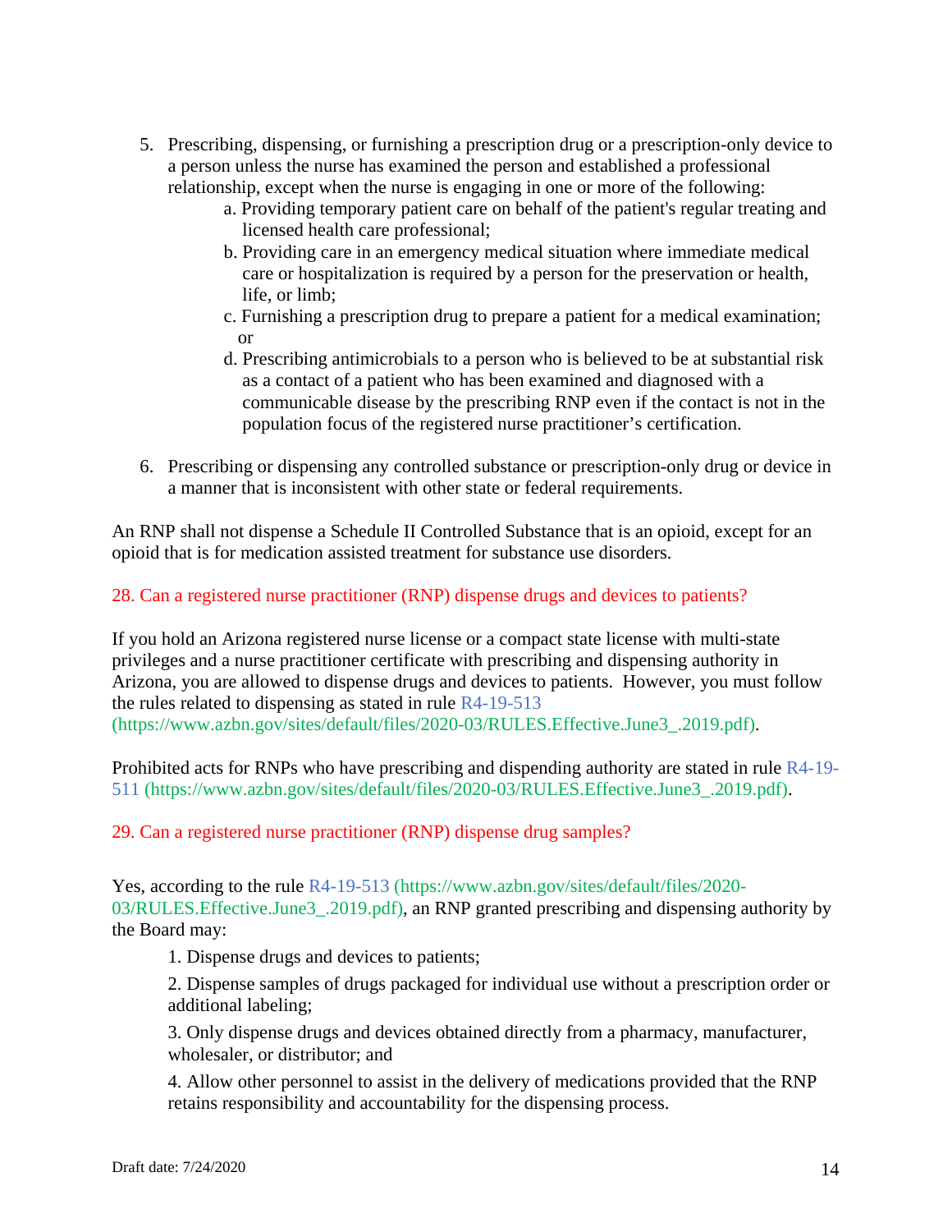5. Prescribing, dispensing, or furnishing a prescription drug or a prescription-only device to a person unless the nurse has examined the person and established a professional relationship, except when the nurse is engaging in one or more of the following:
   a. Providing temporary patient care on behalf of the patient's regular treating and licensed health care professional;
   b. Providing care in an emergency medical situation where immediate medical care or hospitalization is required by a person for the preservation or health, life, or limb;
   c. Furnishing a prescription drug to prepare a patient for a medical examination; or
   d. Prescribing antimicrobials to a person who is believed to be at substantial risk as a contact of a patient who has been examined and diagnosed with a communicable disease by the prescribing RNP even if the contact is not in the population focus of the registered nurse practitioner's certification.

6. Prescribing or dispensing any controlled substance or prescription-only drug or device in a manner that is inconsistent with other state or federal requirements.

An RNP shall not dispense a Schedule II Controlled Substance that is an opioid, except for an opioid that is for medication assisted treatment for substance use disorders.

## 28. Can a registered nurse practitioner (RNP) dispense drugs and devices to patients?

If you hold an Arizona registered nurse license or a compact state license with multi-state privileges and a nurse practitioner certificate with prescribing and dispensing authority in Arizona, you are allowed to dispense drugs and devices to patients. However, you must follow the rules related to dispensing as stated in rule R4-19-513 (https://www.azbn.gov/sites/default/files/2020-03/RULES.Effective.June3_.2019.pdf).

Prohibited acts for RNPs who have prescribing and dispending authority are stated in rule R4-19-511 (https://www.azbn.gov/sites/default/files/2020-03/RULES.Effective.June3_.2019.pdf).

## 29. Can a registered nurse practitioner (RNP) dispense drug samples?

Yes, according to the rule R4-19-513 (https://www.azbn.gov/sites/default/files/2020-03/RULES.Effective.June3_.2019.pdf), an RNP granted prescribing and dispensing authority by the Board may:

1. Dispense drugs and devices to patients;
2. Dispense samples of drugs packaged for individual use without a prescription order or additional labeling;
3. Only dispense drugs and devices obtained directly from a pharmacy, manufacturer, wholesaler, or distributor; and
4. Allow other personnel to assist in the delivery of medications provided that the RNP retains responsibility and accountability for the dispensing process.

Draft date: 7/24/2020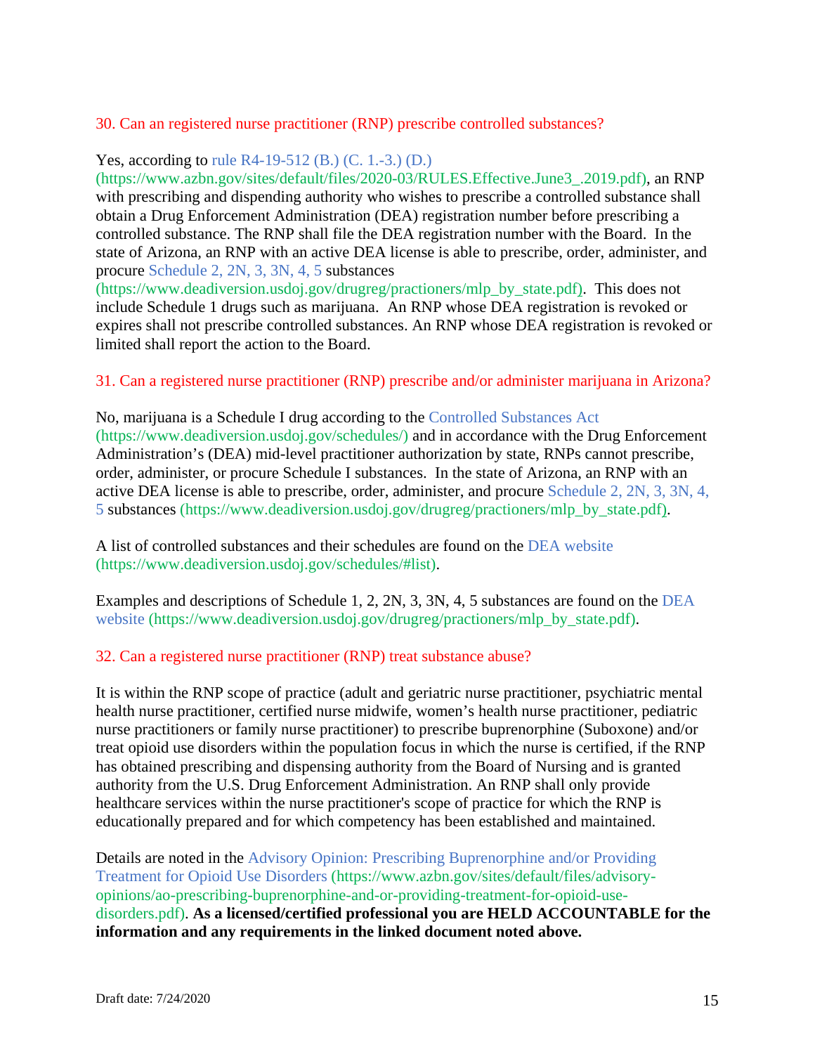## 30. Can an registered nurse practitioner (RNP) prescribe controlled substances?

Yes, according to rule R4-19-512 (B.) (C. 1.-3.) (D.) (https://www.azbn.gov/sites/default/files/2020-03/RULES.Effective.June3_.2019.pdf), an RNP with prescribing and dispending authority who wishes to prescribe a controlled substance shall obtain a Drug Enforcement Administration (DEA) registration number before prescribing a controlled substance. The RNP shall file the DEA registration number with the Board. In the state of Arizona, an RNP with an active DEA license is able to prescribe, order, administer, and procure Schedule 2, 2N, 3, 3N, 4, 5 substances (https://www.deadiversion.usdoj.gov/drugreg/practioners/mlp_by_state.pdf). This does not include Schedule 1 drugs such as marijuana. An RNP whose DEA registration is revoked or expires shall not prescribe controlled substances. An RNP whose DEA registration is revoked or limited shall report the action to the Board.

## 31. Can a registered nurse practitioner (RNP) prescribe and/or administer marijuana in Arizona?

No, marijuana is a Schedule I drug according to the Controlled Substances Act (https://www.deadiversion.usdoj.gov/schedules/) and in accordance with the Drug Enforcement Administration's (DEA) mid-level practitioner authorization by state, RNPs cannot prescribe, order, administer, or procure Schedule I substances. In the state of Arizona, an RNP with an active DEA license is able to prescribe, order, administer, and procure Schedule 2, 2N, 3, 3N, 4, 5 substances (https://www.deadiversion.usdoj.gov/drugreg/practioners/mlp_by_state.pdf).

A list of controlled substances and their schedules are found on the DEA website (https://www.deadiversion.usdoj.gov/schedules/#list).

Examples and descriptions of Schedule 1, 2, 2N, 3, 3N, 4, 5 substances are found on the DEA website (https://www.deadiversion.usdoj.gov/drugreg/practioners/mlp_by_state.pdf).

## 32. Can a registered nurse practitioner (RNP) treat substance abuse?

It is within the RNP scope of practice (adult and geriatric nurse practitioner, psychiatric mental health nurse practitioner, certified nurse midwife, women's health nurse practitioner, pediatric nurse practitioners or family nurse practitioner) to prescribe buprenorphine (Suboxone) and/or treat opioid use disorders within the population focus in which the nurse is certified, if the RNP has obtained prescribing and dispensing authority from the Board of Nursing and is granted authority from the U.S. Drug Enforcement Administration. An RNP shall only provide healthcare services within the nurse practitioner's scope of practice for which the RNP is educationally prepared and for which competency has been established and maintained.

Details are noted in the Advisory Opinion: Prescribing Buprenorphine and/or Providing Treatment for Opioid Use Disorders (https://www.azbn.gov/sites/default/files/advisory-opinions/ao-prescribing-buprenorphine-and-or-providing-treatment-for-opioid-use-disorders.pdf). **As a licensed/certified professional you are HELD ACCOUNTABLE for the information and any requirements in the linked document noted above.**

Draft date: 7/24/2020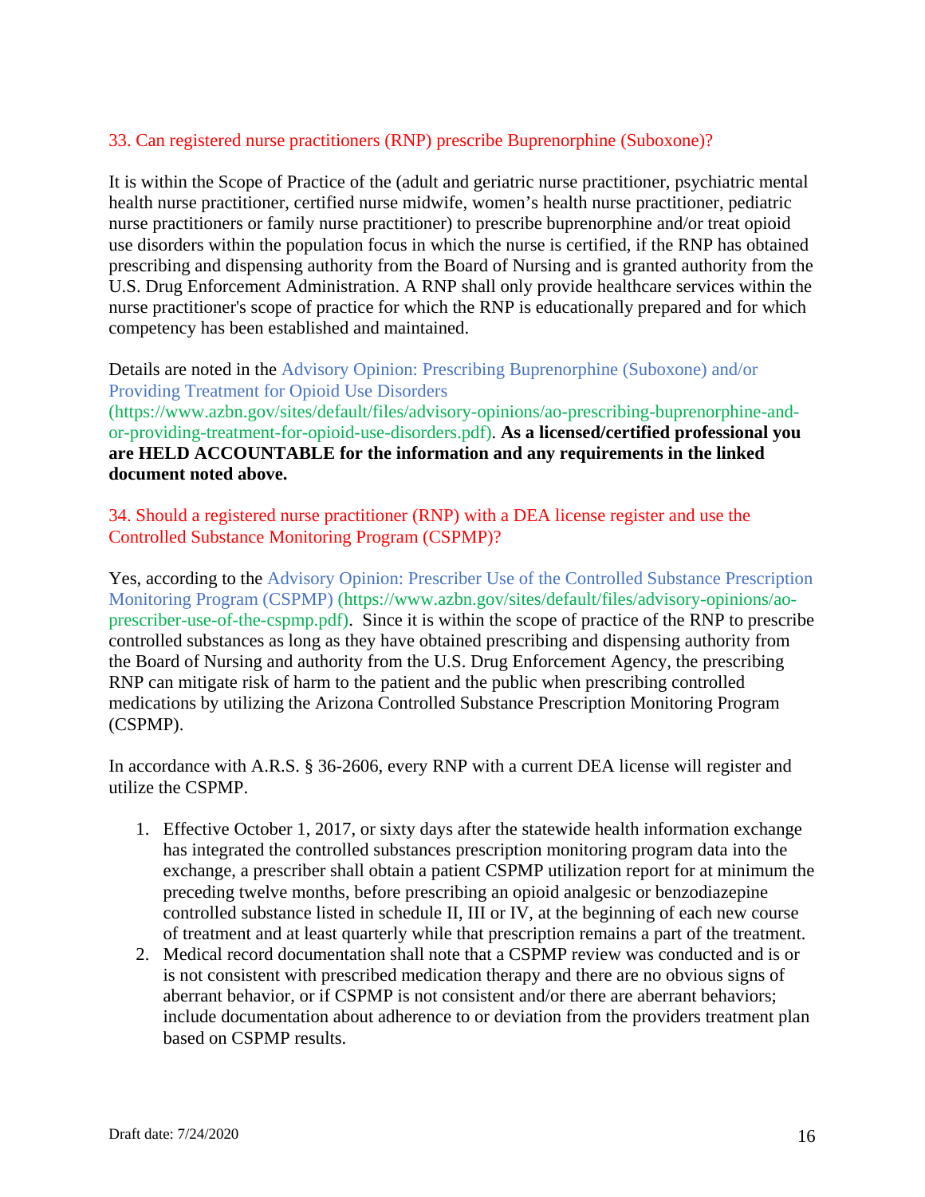### 33. Can registered nurse practitioners (RNP) prescribe Buprenorphine (Suboxone)?

It is within the Scope of Practice of the (adult and geriatric nurse practitioner, psychiatric mental health nurse practitioner, certified nurse midwife, women's health nurse practitioner, pediatric nurse practitioners or family nurse practitioner) to prescribe buprenorphine and/or treat opioid use disorders within the population focus in which the nurse is certified, if the RNP has obtained prescribing and dispensing authority from the Board of Nursing and is granted authority from the U.S. Drug Enforcement Administration. A RNP shall only provide healthcare services within the nurse practitioner's scope of practice for which the RNP is educationally prepared and for which competency has been established and maintained.

Details are noted in the Advisory Opinion: Prescribing Buprenorphine (Suboxone) and/or Providing Treatment for Opioid Use Disorders (https://www.azbn.gov/sites/default/files/advisory-opinions/ao-prescribing-buprenorphine-and-or-providing-treatment-for-opioid-use-disorders.pdf). **As a licensed/certified professional you are HELD ACCOUNTABLE for the information and any requirements in the linked document noted above.**

### 34. Should a registered nurse practitioner (RNP) with a DEA license register and use the Controlled Substance Monitoring Program (CSPMP)?

Yes, according to the Advisory Opinion: Prescriber Use of the Controlled Substance Prescription Monitoring Program (CSPMP) (https://www.azbn.gov/sites/default/files/advisory-opinions/ao-prescriber-use-of-the-cspmp.pdf). Since it is within the scope of practice of the RNP to prescribe controlled substances as long as they have obtained prescribing and dispensing authority from the Board of Nursing and authority from the U.S. Drug Enforcement Agency, the prescribing RNP can mitigate risk of harm to the patient and the public when prescribing controlled medications by utilizing the Arizona Controlled Substance Prescription Monitoring Program (CSPMP).

In accordance with A.R.S. § 36-2606, every RNP with a current DEA license will register and utilize the CSPMP.

1. Effective October 1, 2017, or sixty days after the statewide health information exchange has integrated the controlled substances prescription monitoring program data into the exchange, a prescriber shall obtain a patient CSPMP utilization report for at minimum the preceding twelve months, before prescribing an opioid analgesic or benzodiazepine controlled substance listed in schedule II, III or IV, at the beginning of each new course of treatment and at least quarterly while that prescription remains a part of the treatment.
2. Medical record documentation shall note that a CSPMP review was conducted and is or is not consistent with prescribed medication therapy and there are no obvious signs of aberrant behavior, or if CSPMP is not consistent and/or there are aberrant behaviors; include documentation about adherence to or deviation from the providers treatment plan based on CSPMP results.

Draft date: 7/24/2020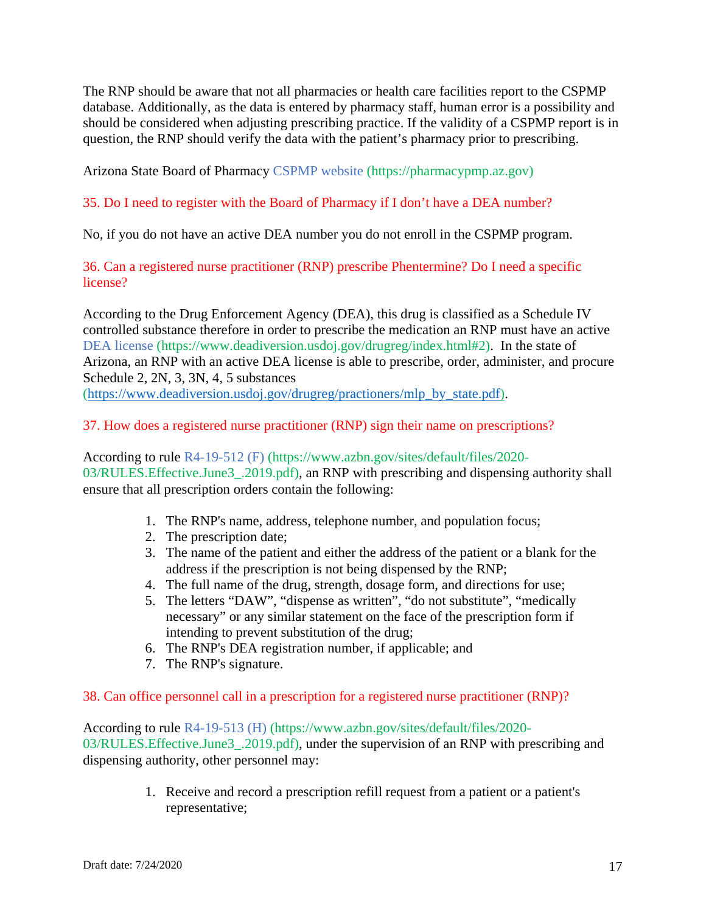The RNP should be aware that not all pharmacies or health care facilities report to the CSPMP database. Additionally, as the data is entered by pharmacy staff, human error is a possibility and should be considered when adjusting prescribing practice. If the validity of a CSPMP report is in question, the RNP should verify the data with the patient's pharmacy prior to prescribing.

Arizona State Board of Pharmacy CSPMP website (https://pharmacypmp.az.gov)

### 35. Do I need to register with the Board of Pharmacy if I don't have a DEA number?

No, if you do not have an active DEA number you do not enroll in the CSPMP program.

### 36. Can a registered nurse practitioner (RNP) prescribe Phentermine? Do I need a specific license?

According to the Drug Enforcement Agency (DEA), this drug is classified as a Schedule IV controlled substance therefore in order to prescribe the medication an RNP must have an active DEA license (https://www.deadiversion.usdoj.gov/drugreg/index.html#2). In the state of Arizona, an RNP with an active DEA license is able to prescribe, order, administer, and procure Schedule 2, 2N, 3, 3N, 4, 5 substances (https://www.deadiversion.usdoj.gov/drugreg/practioners/mlp_by_state.pdf).

### 37. How does a registered nurse practitioner (RNP) sign their name on prescriptions?

According to rule R4-19-512 (F) (https://www.azbn.gov/sites/default/files/2020-03/RULES.Effective.June3_.2019.pdf), an RNP with prescribing and dispensing authority shall ensure that all prescription orders contain the following:

1. The RNP's name, address, telephone number, and population focus;
2. The prescription date;
3. The name of the patient and either the address of the patient or a blank for the address if the prescription is not being dispensed by the RNP;
4. The full name of the drug, strength, dosage form, and directions for use;
5. The letters "DAW", "dispense as written", "do not substitute", "medically necessary" or any similar statement on the face of the prescription form if intending to prevent substitution of the drug;
6. The RNP's DEA registration number, if applicable; and
7. The RNP's signature.

### 38. Can office personnel call in a prescription for a registered nurse practitioner (RNP)?

According to rule R4-19-513 (H) (https://www.azbn.gov/sites/default/files/2020-03/RULES.Effective.June3_.2019.pdf), under the supervision of an RNP with prescribing and dispensing authority, other personnel may:

1. Receive and record a prescription refill request from a patient or a patient's representative;

Draft date: 7/24/2020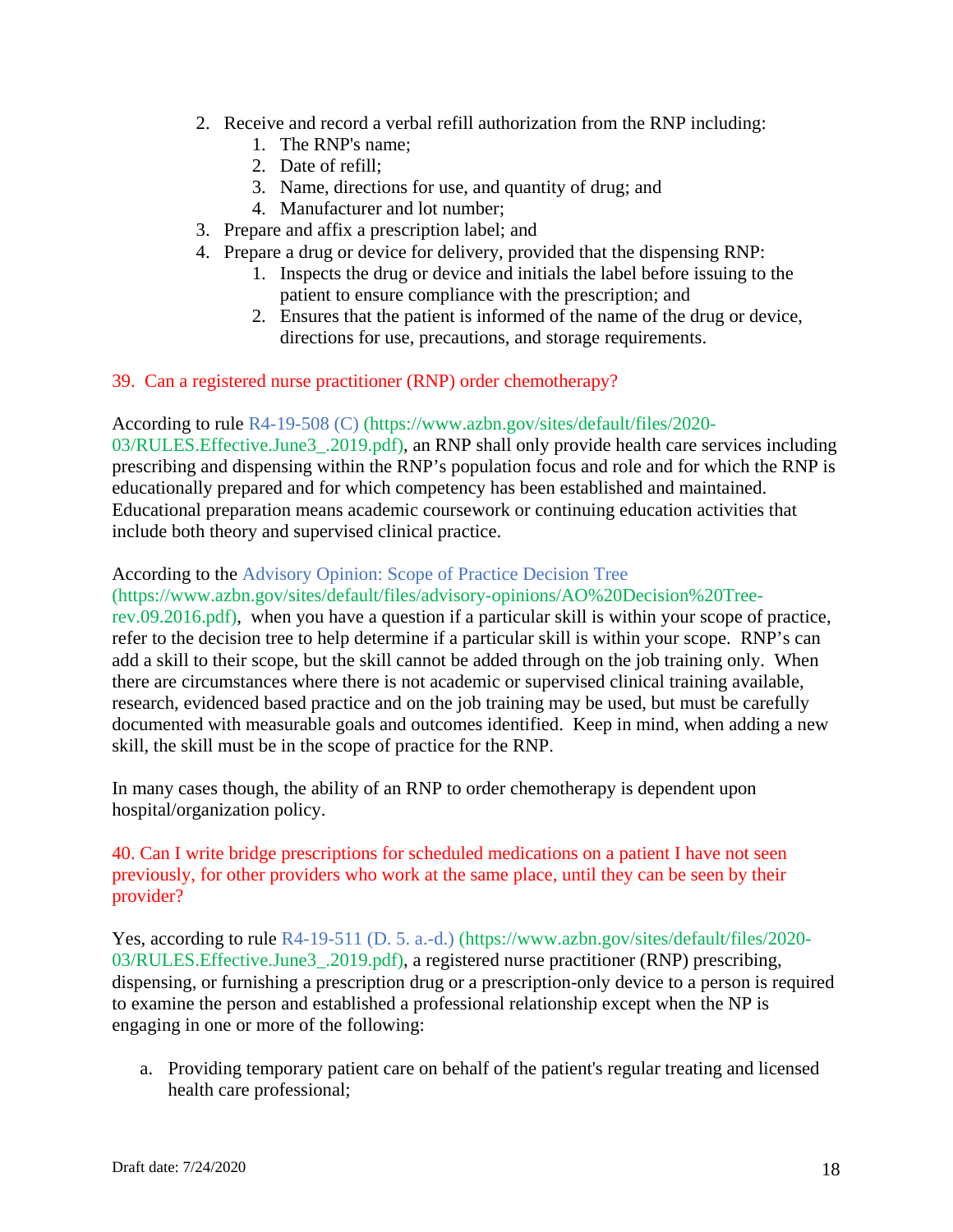2. Receive and record a verbal refill authorization from the RNP including:
    1. The RNP's name;
    2. Date of refill;
    3. Name, directions for use, and quantity of drug; and
    4. Manufacturer and lot number;
3. Prepare and affix a prescription label; and
4. Prepare a drug or device for delivery, provided that the dispensing RNP:
    1. Inspects the drug or device and initials the label before issuing to the patient to ensure compliance with the prescription; and
    2. Ensures that the patient is informed of the name of the drug or device, directions for use, precautions, and storage requirements.

39. Can a registered nurse practitioner (RNP) order chemotherapy?

According to rule R4-19-508 (C) (https://www.azbn.gov/sites/default/files/2020-03/RULES.Effective.June3_.2019.pdf), an RNP shall only provide health care services including prescribing and dispensing within the RNP's population focus and role and for which the RNP is educationally prepared and for which competency has been established and maintained. Educational preparation means academic coursework or continuing education activities that include both theory and supervised clinical practice.

According to the Advisory Opinion: Scope of Practice Decision Tree (https://www.azbn.gov/sites/default/files/advisory-opinions/AO%20Decision%20Tree-rev.09.2016.pdf), when you have a question if a particular skill is within your scope of practice, refer to the decision tree to help determine if a particular skill is within your scope. RNP's can add a skill to their scope, but the skill cannot be added through on the job training only. When there are circumstances where there is not academic or supervised clinical training available, research, evidenced based practice and on the job training may be used, but must be carefully documented with measurable goals and outcomes identified. Keep in mind, when adding a new skill, the skill must be in the scope of practice for the RNP.

In many cases though, the ability of an RNP to order chemotherapy is dependent upon hospital/organization policy.

40. Can I write bridge prescriptions for scheduled medications on a patient I have not seen previously, for other providers who work at the same place, until they can be seen by their provider?

Yes, according to rule R4-19-511 (D. 5. a.-d.) (https://www.azbn.gov/sites/default/files/2020-03/RULES.Effective.June3_.2019.pdf), a registered nurse practitioner (RNP) prescribing, dispensing, or furnishing a prescription drug or a prescription-only device to a person is required to examine the person and established a professional relationship except when the NP is engaging in one or more of the following:

a. Providing temporary patient care on behalf of the patient's regular treating and licensed health care professional;

Draft date: 7/24/2020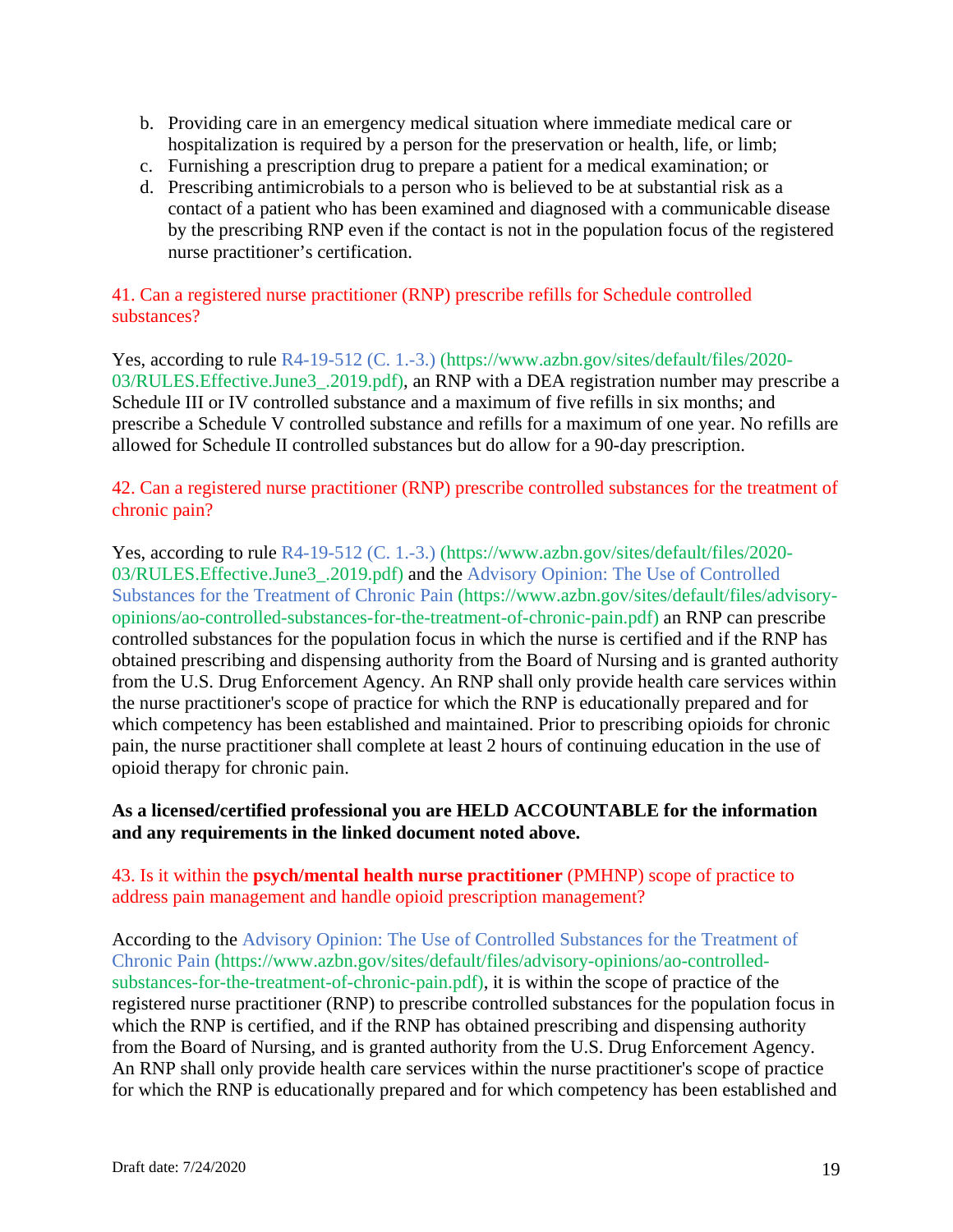b. Providing care in an emergency medical situation where immediate medical care or hospitalization is required by a person for the preservation or health, life, or limb;
c. Furnishing a prescription drug to prepare a patient for a medical examination; or
d. Prescribing antimicrobials to a person who is believed to be at substantial risk as a contact of a patient who has been examined and diagnosed with a communicable disease by the prescribing RNP even if the contact is not in the population focus of the registered nurse practitioner's certification.

41. Can a registered nurse practitioner (RNP) prescribe refills for Schedule controlled substances?

Yes, according to rule R4-19-512 (C. 1.-3.) (https://www.azbn.gov/sites/default/files/2020-03/RULES.Effective.June3_.2019.pdf), an RNP with a DEA registration number may prescribe a Schedule III or IV controlled substance and a maximum of five refills in six months; and prescribe a Schedule V controlled substance and refills for a maximum of one year. No refills are allowed for Schedule II controlled substances but do allow for a 90-day prescription.

42. Can a registered nurse practitioner (RNP) prescribe controlled substances for the treatment of chronic pain?

Yes, according to rule R4-19-512 (C. 1.-3.) (https://www.azbn.gov/sites/default/files/2020-03/RULES.Effective.June3_.2019.pdf) and the Advisory Opinion: The Use of Controlled Substances for the Treatment of Chronic Pain (https://www.azbn.gov/sites/default/files/advisory-opinions/ao-controlled-substances-for-the-treatment-of-chronic-pain.pdf) an RNP can prescribe controlled substances for the population focus in which the nurse is certified and if the RNP has obtained prescribing and dispensing authority from the Board of Nursing and is granted authority from the U.S. Drug Enforcement Agency. An RNP shall only provide health care services within the nurse practitioner's scope of practice for which the RNP is educationally prepared and for which competency has been established and maintained. Prior to prescribing opioids for chronic pain, the nurse practitioner shall complete at least 2 hours of continuing education in the use of opioid therapy for chronic pain.

**As a licensed/certified professional you are HELD ACCOUNTABLE for the information and any requirements in the linked document noted above.**

43. Is it within the **psych/mental health nurse practitioner** (PMHNP) scope of practice to address pain management and handle opioid prescription management?

According to the Advisory Opinion: The Use of Controlled Substances for the Treatment of Chronic Pain (https://www.azbn.gov/sites/default/files/advisory-opinions/ao-controlled-substances-for-the-treatment-of-chronic-pain.pdf), it is within the scope of practice of the registered nurse practitioner (RNP) to prescribe controlled substances for the population focus in which the RNP is certified, and if the RNP has obtained prescribing and dispensing authority from the Board of Nursing, and is granted authority from the U.S. Drug Enforcement Agency. An RNP shall only provide health care services within the nurse practitioner's scope of practice for which the RNP is educationally prepared and for which competency has been established and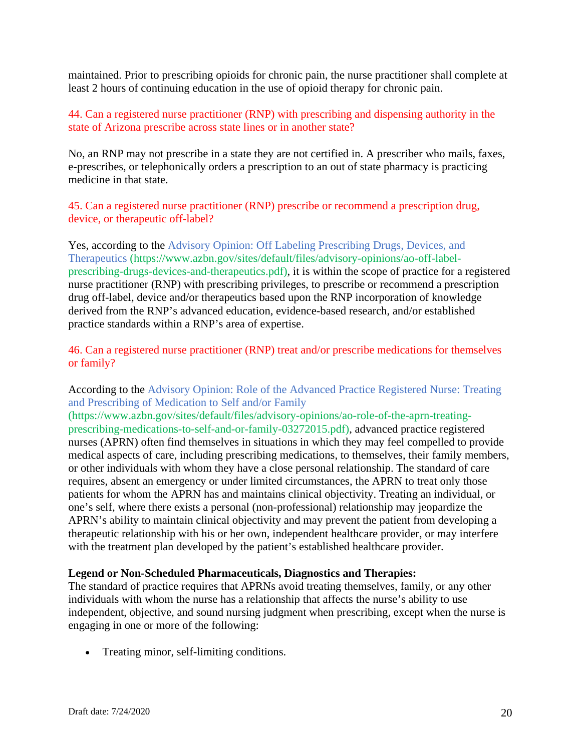maintained. Prior to prescribing opioids for chronic pain, the nurse practitioner shall complete at least 2 hours of continuing education in the use of opioid therapy for chronic pain.

44. Can a registered nurse practitioner (RNP) with prescribing and dispensing authority in the state of Arizona prescribe across state lines or in another state?

No, an RNP may not prescribe in a state they are not certified in. A prescriber who mails, faxes, e-prescribes, or telephonically orders a prescription to an out of state pharmacy is practicing medicine in that state.

45. Can a registered nurse practitioner (RNP) prescribe or recommend a prescription drug, device, or therapeutic off-label?

Yes, according to the Advisory Opinion: Off Labeling Prescribing Drugs, Devices, and Therapeutics (https://www.azbn.gov/sites/default/files/advisory-opinions/ao-off-label-prescribing-drugs-devices-and-therapeutics.pdf), it is within the scope of practice for a registered nurse practitioner (RNP) with prescribing privileges, to prescribe or recommend a prescription drug off-label, device and/or therapeutics based upon the RNP incorporation of knowledge derived from the RNP's advanced education, evidence-based research, and/or established practice standards within a RNP's area of expertise.

46. Can a registered nurse practitioner (RNP) treat and/or prescribe medications for themselves or family?

According to the Advisory Opinion: Role of the Advanced Practice Registered Nurse: Treating and Prescribing of Medication to Self and/or Family (https://www.azbn.gov/sites/default/files/advisory-opinions/ao-role-of-the-aprn-treating-prescribing-medications-to-self-and-or-family-03272015.pdf), advanced practice registered nurses (APRN) often find themselves in situations in which they may feel compelled to provide medical aspects of care, including prescribing medications, to themselves, their family members, or other individuals with whom they have a close personal relationship. The standard of care requires, absent an emergency or under limited circumstances, the APRN to treat only those patients for whom the APRN has and maintains clinical objectivity. Treating an individual, or one's self, where there exists a personal (non-professional) relationship may jeopardize the APRN's ability to maintain clinical objectivity and may prevent the patient from developing a therapeutic relationship with his or her own, independent healthcare provider, or may interfere with the treatment plan developed by the patient's established healthcare provider.

**Legend or Non-Scheduled Pharmaceuticals, Diagnostics and Therapies:**
The standard of practice requires that APRNs avoid treating themselves, family, or any other individuals with whom the nurse has a relationship that affects the nurse's ability to use independent, objective, and sound nursing judgment when prescribing, except when the nurse is engaging in one or more of the following:

- Treating minor, self-limiting conditions.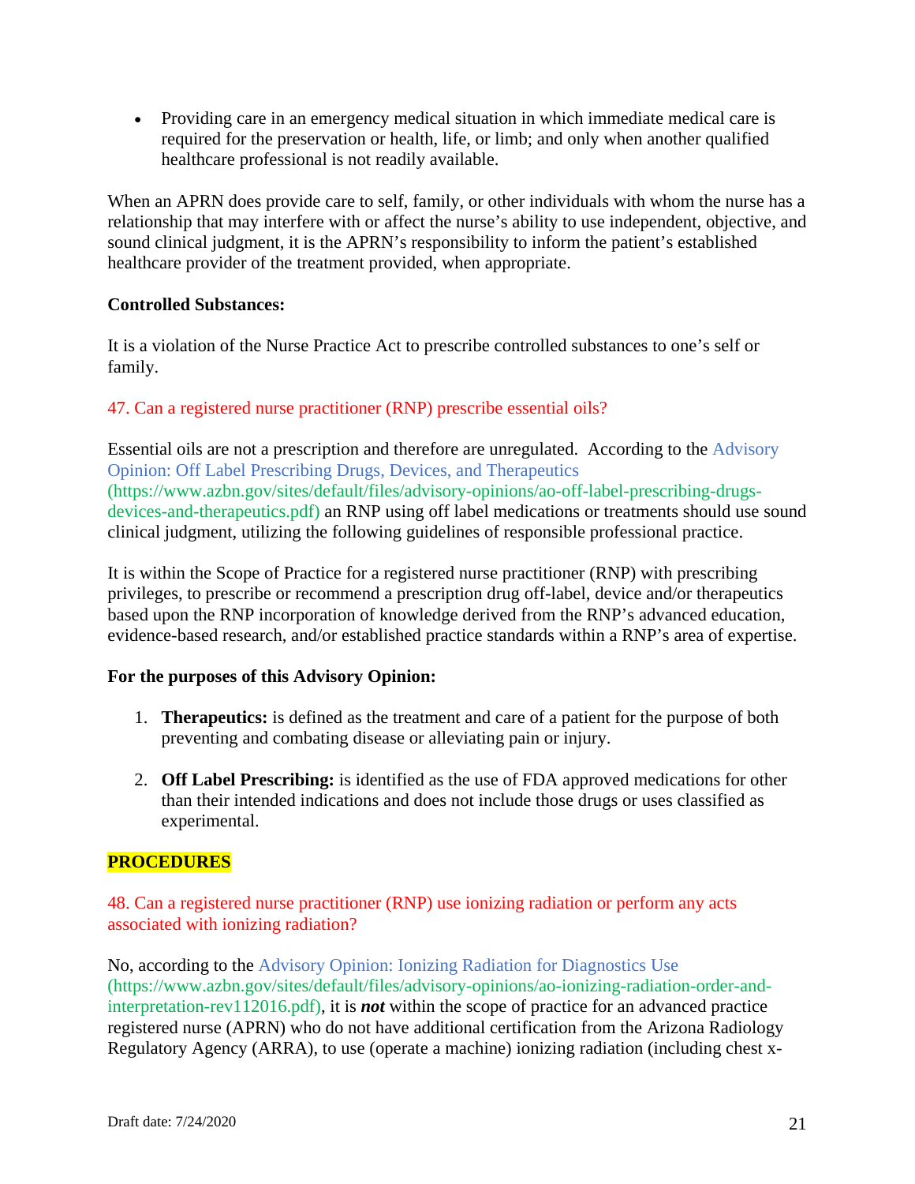- Providing care in an emergency medical situation in which immediate medical care is required for the preservation or health, life, or limb; and only when another qualified healthcare professional is not readily available.

When an APRN does provide care to self, family, or other individuals with whom the nurse has a relationship that may interfere with or affect the nurse's ability to use independent, objective, and sound clinical judgment, it is the APRN's responsibility to inform the patient's established healthcare provider of the treatment provided, when appropriate.

**Controlled Substances:**

It is a violation of the Nurse Practice Act to prescribe controlled substances to one's self or family.

47. Can a registered nurse practitioner (RNP) prescribe essential oils?

Essential oils are not a prescription and therefore are unregulated. According to the Advisory Opinion: Off Label Prescribing Drugs, Devices, and Therapeutics (https://www.azbn.gov/sites/default/files/advisory-opinions/ao-off-label-prescribing-drugs-devices-and-therapeutics.pdf) an RNP using off label medications or treatments should use sound clinical judgment, utilizing the following guidelines of responsible professional practice.

It is within the Scope of Practice for a registered nurse practitioner (RNP) with prescribing privileges, to prescribe or recommend a prescription drug off-label, device and/or therapeutics based upon the RNP incorporation of knowledge derived from the RNP's advanced education, evidence-based research, and/or established practice standards within a RNP's area of expertise.

**For the purposes of this Advisory Opinion:**

1. **Therapeutics:** is defined as the treatment and care of a patient for the purpose of both preventing and combating disease or alleviating pain or injury.

2. **Off Label Prescribing:** is identified as the use of FDA approved medications for other than their intended indications and does not include those drugs or uses classified as experimental.

**PROCEDURES**

48. Can a registered nurse practitioner (RNP) use ionizing radiation or perform any acts associated with ionizing radiation?

No, according to the Advisory Opinion: Ionizing Radiation for Diagnostics Use (https://www.azbn.gov/sites/default/files/advisory-opinions/ao-ionizing-radiation-order-and-interpretation-rev112016.pdf), it is ***not*** within the scope of practice for an advanced practice registered nurse (APRN) who do not have additional certification from the Arizona Radiology Regulatory Agency (ARRA), to use (operate a machine) ionizing radiation (including chest x-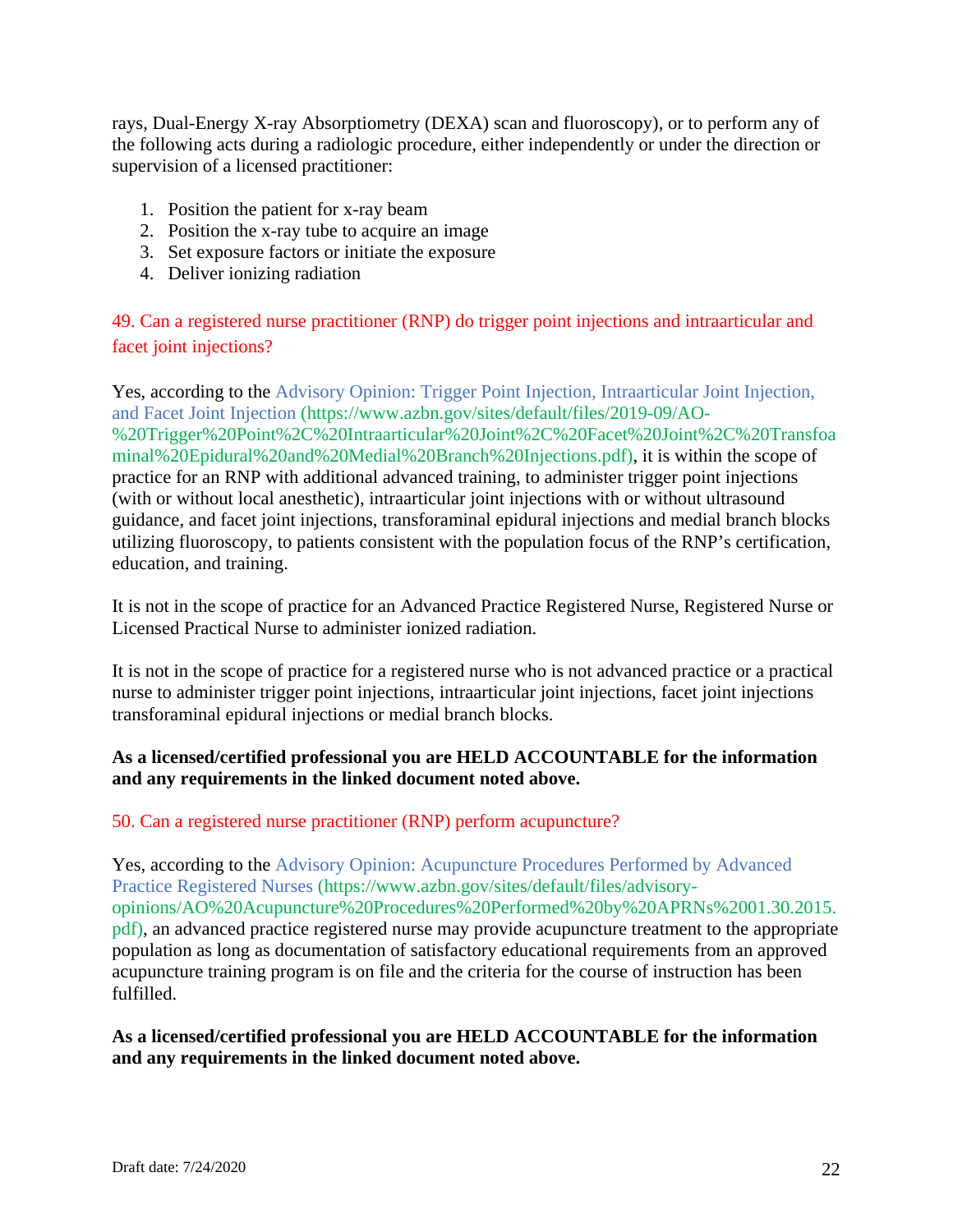rays, Dual-Energy X-ray Absorptiometry (DEXA) scan and fluoroscopy), or to perform any of the following acts during a radiologic procedure, either independently or under the direction or supervision of a licensed practitioner:

1. Position the patient for x-ray beam
2. Position the x-ray tube to acquire an image
3. Set exposure factors or initiate the exposure
4. Deliver ionizing radiation

## 49. Can a registered nurse practitioner (RNP) do trigger point injections and intraarticular and facet joint injections?

Yes, according to the Advisory Opinion: Trigger Point Injection, Intraarticular Joint Injection, and Facet Joint Injection (https://www.azbn.gov/sites/default/files/2019-09/AO-%20Trigger%20Point%2C%20Intraarticular%20Joint%2C%20Facet%20Joint%2C%20Transforaminal%20Epidural%20and%20Medial%20Branch%20Injections.pdf), it is within the scope of practice for an RNP with additional advanced training, to administer trigger point injections (with or without local anesthetic), intraarticular joint injections with or without ultrasound guidance, and facet joint injections, transforaminal epidural injections and medial branch blocks utilizing fluoroscopy, to patients consistent with the population focus of the RNP's certification, education, and training.

It is not in the scope of practice for an Advanced Practice Registered Nurse, Registered Nurse or Licensed Practical Nurse to administer ionized radiation.

It is not in the scope of practice for a registered nurse who is not advanced practice or a practical nurse to administer trigger point injections, intraarticular joint injections, facet joint injections transforaminal epidural injections or medial branch blocks.

**As a licensed/certified professional you are HELD ACCOUNTABLE for the information and any requirements in the linked document noted above.**

## 50. Can a registered nurse practitioner (RNP) perform acupuncture?

Yes, according to the Advisory Opinion: Acupuncture Procedures Performed by Advanced Practice Registered Nurses (https://www.azbn.gov/sites/default/files/advisory-opinions/AO%20Acupuncture%20Procedures%20Performed%20by%20APRNs%2001.30.2015.pdf), an advanced practice registered nurse may provide acupuncture treatment to the appropriate population as long as documentation of satisfactory educational requirements from an approved acupuncture training program is on file and the criteria for the course of instruction has been fulfilled.

**As a licensed/certified professional you are HELD ACCOUNTABLE for the information and any requirements in the linked document noted above.**

Draft date: 7/24/2020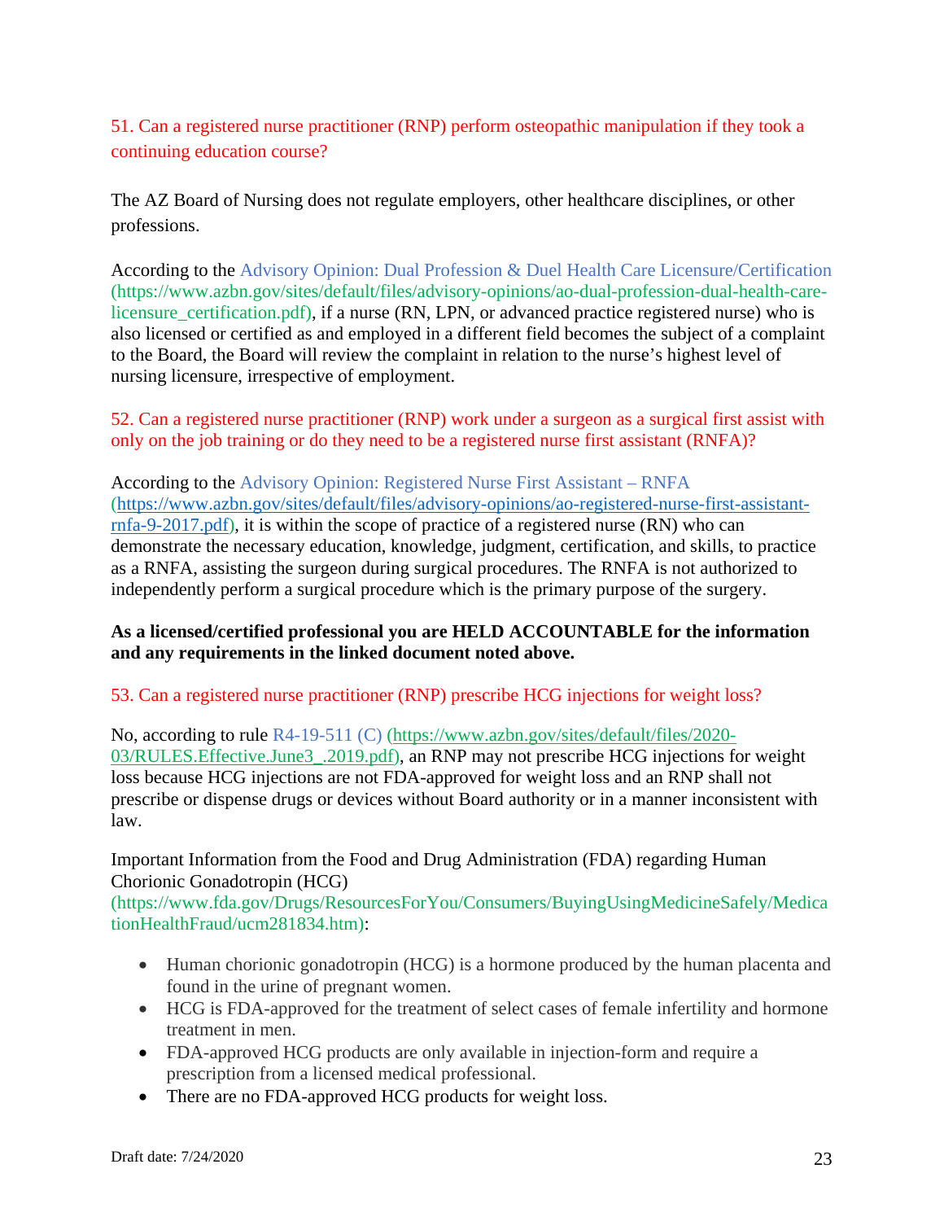## 51. Can a registered nurse practitioner (RNP) perform osteopathic manipulation if they took a continuing education course?

The AZ Board of Nursing does not regulate employers, other healthcare disciplines, or other professions.

According to the Advisory Opinion: Dual Profession & Duel Health Care Licensure/Certification (https://www.azbn.gov/sites/default/files/advisory-opinions/ao-dual-profession-dual-health-care-licensure_certification.pdf), if a nurse (RN, LPN, or advanced practice registered nurse) who is also licensed or certified as and employed in a different field becomes the subject of a complaint to the Board, the Board will review the complaint in relation to the nurse's highest level of nursing licensure, irrespective of employment.

## 52. Can a registered nurse practitioner (RNP) work under a surgeon as a surgical first assist with only on the job training or do they need to be a registered nurse first assistant (RNFA)?

According to the Advisory Opinion: Registered Nurse First Assistant – RNFA (https://www.azbn.gov/sites/default/files/advisory-opinions/ao-registered-nurse-first-assistant-rnfa-9-2017.pdf), it is within the scope of practice of a registered nurse (RN) who can demonstrate the necessary education, knowledge, judgment, certification, and skills, to practice as a RNFA, assisting the surgeon during surgical procedures. The RNFA is not authorized to independently perform a surgical procedure which is the primary purpose of the surgery.

**As a licensed/certified professional you are HELD ACCOUNTABLE for the information and any requirements in the linked document noted above.**

## 53. Can a registered nurse practitioner (RNP) prescribe HCG injections for weight loss?

No, according to rule R4-19-511 (C) (https://www.azbn.gov/sites/default/files/2020-03/RULES.Effective.June3_.2019.pdf), an RNP may not prescribe HCG injections for weight loss because HCG injections are not FDA-approved for weight loss and an RNP shall not prescribe or dispense drugs or devices without Board authority or in a manner inconsistent with law.

Important Information from the Food and Drug Administration (FDA) regarding Human Chorionic Gonadotropin (HCG) (https://www.fda.gov/Drugs/ResourcesForYou/Consumers/BuyingUsingMedicineSafely/MedicationHealthFraud/ucm281834.htm):

- Human chorionic gonadotropin (HCG) is a hormone produced by the human placenta and found in the urine of pregnant women.
- HCG is FDA-approved for the treatment of select cases of female infertility and hormone treatment in men.
- FDA-approved HCG products are only available in injection-form and require a prescription from a licensed medical professional.
- There are no FDA-approved HCG products for weight loss.

Draft date: 7/24/2020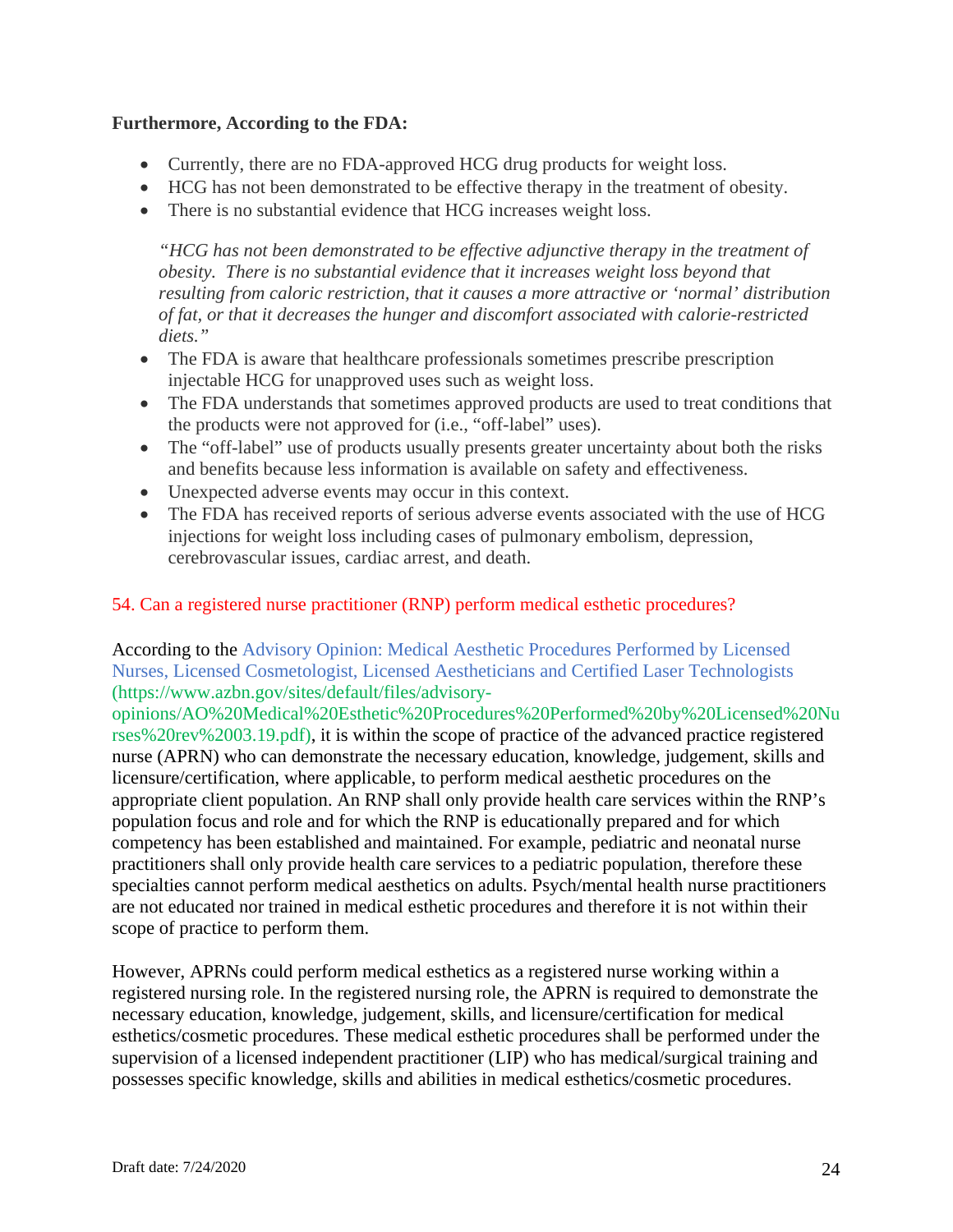**Furthermore, According to the FDA:**

- Currently, there are no FDA-approved HCG drug products for weight loss.
- HCG has not been demonstrated to be effective therapy in the treatment of obesity.
- There is no substantial evidence that HCG increases weight loss.

  *"HCG has not been demonstrated to be effective adjunctive therapy in the treatment of obesity. There is no substantial evidence that it increases weight loss beyond that resulting from caloric restriction, that it causes a more attractive or 'normal' distribution of fat, or that it decreases the hunger and discomfort associated with calorie-restricted diets."*

- The FDA is aware that healthcare professionals sometimes prescribe prescription injectable HCG for unapproved uses such as weight loss.
- The FDA understands that sometimes approved products are used to treat conditions that the products were not approved for (i.e., "off-label" uses).
- The "off-label" use of products usually presents greater uncertainty about both the risks and benefits because less information is available on safety and effectiveness.
- Unexpected adverse events may occur in this context.
- The FDA has received reports of serious adverse events associated with the use of HCG injections for weight loss including cases of pulmonary embolism, depression, cerebrovascular issues, cardiac arrest, and death.

### 54. Can a registered nurse practitioner (RNP) perform medical esthetic procedures?

According to the Advisory Opinion: Medical Aesthetic Procedures Performed by Licensed Nurses, Licensed Cosmetologist, Licensed Aestheticians and Certified Laser Technologists (https://www.azbn.gov/sites/default/files/advisory-opinions/AO%20Medical%20Esthetic%20Procedures%20Performed%20by%20Licensed%20Nurses%20rev%2003.19.pdf), it is within the scope of practice of the advanced practice registered nurse (APRN) who can demonstrate the necessary education, knowledge, judgement, skills and licensure/certification, where applicable, to perform medical aesthetic procedures on the appropriate client population. An RNP shall only provide health care services within the RNP's population focus and role and for which the RNP is educationally prepared and for which competency has been established and maintained. For example, pediatric and neonatal nurse practitioners shall only provide health care services to a pediatric population, therefore these specialties cannot perform medical aesthetics on adults. Psych/mental health nurse practitioners are not educated nor trained in medical esthetic procedures and therefore it is not within their scope of practice to perform them.

However, APRNs could perform medical esthetics as a registered nurse working within a registered nursing role. In the registered nursing role, the APRN is required to demonstrate the necessary education, knowledge, judgement, skills, and licensure/certification for medical esthetics/cosmetic procedures. These medical esthetic procedures shall be performed under the supervision of a licensed independent practitioner (LIP) who has medical/surgical training and possesses specific knowledge, skills and abilities in medical esthetics/cosmetic procedures.

Draft date: 7/24/2020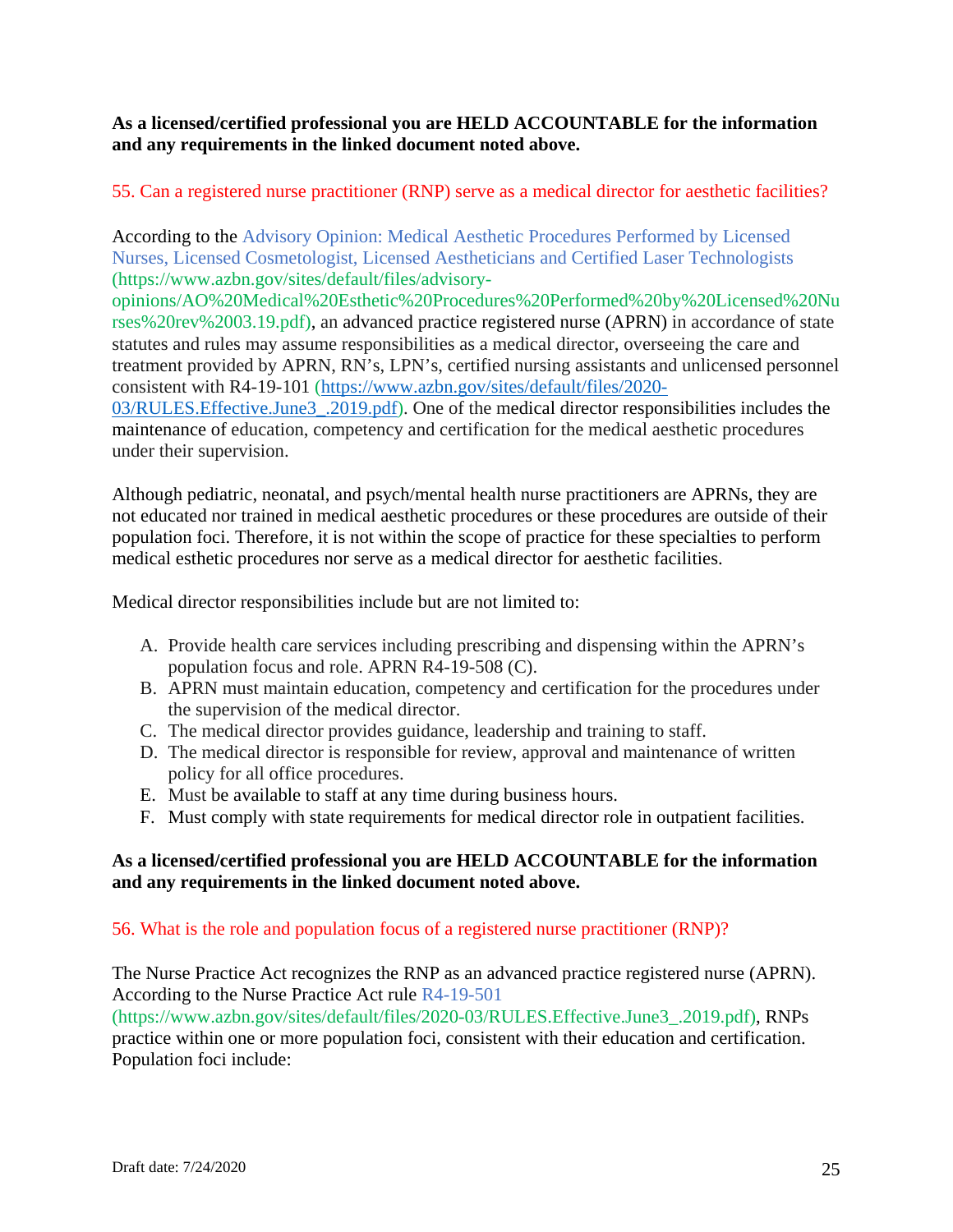**As a licensed/certified professional you are HELD ACCOUNTABLE for the information and any requirements in the linked document noted above.**

55. Can a registered nurse practitioner (RNP) serve as a medical director for aesthetic facilities?

According to the Advisory Opinion: Medical Aesthetic Procedures Performed by Licensed Nurses, Licensed Cosmetologist, Licensed Aestheticians and Certified Laser Technologists (https://www.azbn.gov/sites/default/files/advisory-opinions/AO%20Medical%20Esthetic%20Procedures%20Performed%20by%20Licensed%20Nurses%20rev%2003.19.pdf), an advanced practice registered nurse (APRN) in accordance of state statutes and rules may assume responsibilities as a medical director, overseeing the care and treatment provided by APRN, RN's, LPN's, certified nursing assistants and unlicensed personnel consistent with R4-19-101 (https://www.azbn.gov/sites/default/files/2020-03/RULES.Effective.June3_.2019.pdf). One of the medical director responsibilities includes the maintenance of education, competency and certification for the medical aesthetic procedures under their supervision.

Although pediatric, neonatal, and psych/mental health nurse practitioners are APRNs, they are not educated nor trained in medical aesthetic procedures or these procedures are outside of their population foci. Therefore, it is not within the scope of practice for these specialties to perform medical esthetic procedures nor serve as a medical director for aesthetic facilities.

Medical director responsibilities include but are not limited to:

A. Provide health care services including prescribing and dispensing within the APRN's population focus and role. APRN R4-19-508 (C).
B. APRN must maintain education, competency and certification for the procedures under the supervision of the medical director.
C. The medical director provides guidance, leadership and training to staff.
D. The medical director is responsible for review, approval and maintenance of written policy for all office procedures.
E. Must be available to staff at any time during business hours.
F. Must comply with state requirements for medical director role in outpatient facilities.

**As a licensed/certified professional you are HELD ACCOUNTABLE for the information and any requirements in the linked document noted above.**

56. What is the role and population focus of a registered nurse practitioner (RNP)?

The Nurse Practice Act recognizes the RNP as an advanced practice registered nurse (APRN). According to the Nurse Practice Act rule R4-19-501 (https://www.azbn.gov/sites/default/files/2020-03/RULES.Effective.June3_.2019.pdf), RNPs practice within one or more population foci, consistent with their education and certification. Population foci include:

Draft date: 7/24/2020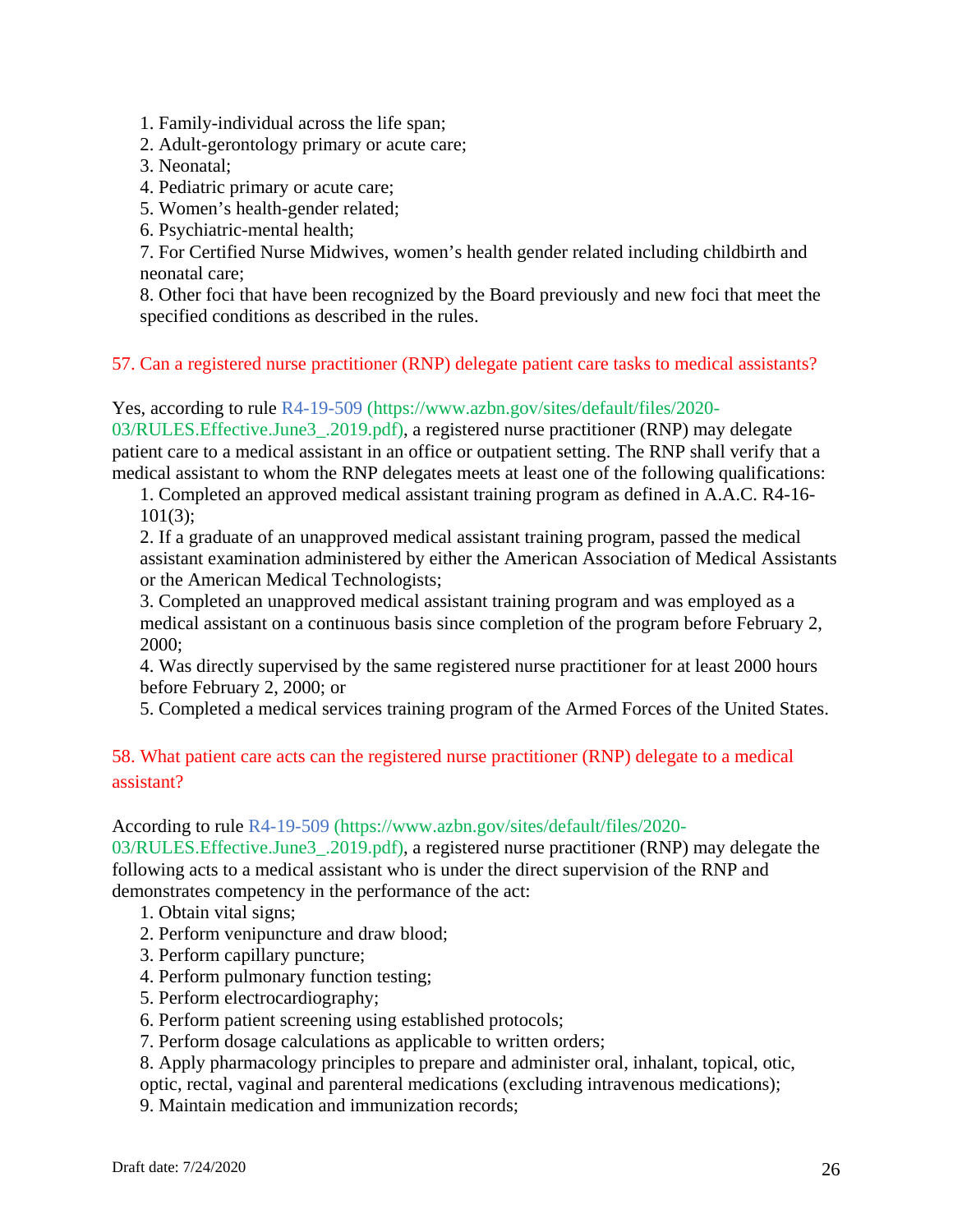1. Family-individual across the life span;
2. Adult-gerontology primary or acute care;
3. Neonatal;
4. Pediatric primary or acute care;
5. Women's health-gender related;
6. Psychiatric-mental health;
7. For Certified Nurse Midwives, women's health gender related including childbirth and neonatal care;
8. Other foci that have been recognized by the Board previously and new foci that meet the specified conditions as described in the rules.

### 57. Can a registered nurse practitioner (RNP) delegate patient care tasks to medical assistants?

Yes, according to rule R4-19-509 (https://www.azbn.gov/sites/default/files/2020-03/RULES.Effective.June3_.2019.pdf), a registered nurse practitioner (RNP) may delegate patient care to a medical assistant in an office or outpatient setting. The RNP shall verify that a medical assistant to whom the RNP delegates meets at least one of the following qualifications:

1. Completed an approved medical assistant training program as defined in A.A.C. R4-16-101(3);
2. If a graduate of an unapproved medical assistant training program, passed the medical assistant examination administered by either the American Association of Medical Assistants or the American Medical Technologists;
3. Completed an unapproved medical assistant training program and was employed as a medical assistant on a continuous basis since completion of the program before February 2, 2000;
4. Was directly supervised by the same registered nurse practitioner for at least 2000 hours before February 2, 2000; or
5. Completed a medical services training program of the Armed Forces of the United States.

### 58. What patient care acts can the registered nurse practitioner (RNP) delegate to a medical assistant?

According to rule R4-19-509 (https://www.azbn.gov/sites/default/files/2020-03/RULES.Effective.June3_.2019.pdf), a registered nurse practitioner (RNP) may delegate the following acts to a medical assistant who is under the direct supervision of the RNP and demonstrates competency in the performance of the act:

1. Obtain vital signs;
2. Perform venipuncture and draw blood;
3. Perform capillary puncture;
4. Perform pulmonary function testing;
5. Perform electrocardiography;
6. Perform patient screening using established protocols;
7. Perform dosage calculations as applicable to written orders;
8. Apply pharmacology principles to prepare and administer oral, inhalant, topical, otic, optic, rectal, vaginal and parenteral medications (excluding intravenous medications);
9. Maintain medication and immunization records;

Draft date: 7/24/2020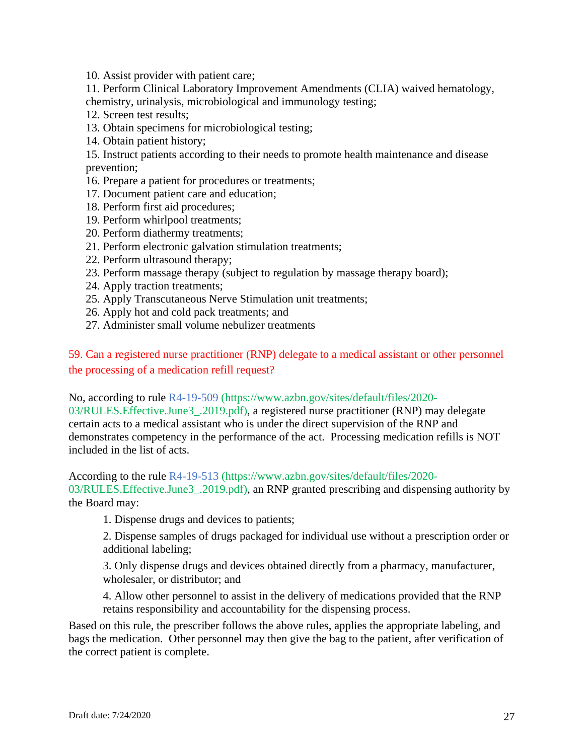10. Assist provider with patient care;
11. Perform Clinical Laboratory Improvement Amendments (CLIA) waived hematology, chemistry, urinalysis, microbiological and immunology testing;
12. Screen test results;
13. Obtain specimens for microbiological testing;
14. Obtain patient history;
15. Instruct patients according to their needs to promote health maintenance and disease prevention;
16. Prepare a patient for procedures or treatments;
17. Document patient care and education;
18. Perform first aid procedures;
19. Perform whirlpool treatments;
20. Perform diathermy treatments;
21. Perform electronic galvation stimulation treatments;
22. Perform ultrasound therapy;
23. Perform massage therapy (subject to regulation by massage therapy board);
24. Apply traction treatments;
25. Apply Transcutaneous Nerve Stimulation unit treatments;
26. Apply hot and cold pack treatments; and
27. Administer small volume nebulizer treatments

### 59. Can a registered nurse practitioner (RNP) delegate to a medical assistant or other personnel the processing of a medication refill request?

No, according to rule R4-19-509 (https://www.azbn.gov/sites/default/files/2020-03/RULES.Effective.June3_.2019.pdf), a registered nurse practitioner (RNP) may delegate certain acts to a medical assistant who is under the direct supervision of the RNP and demonstrates competency in the performance of the act. Processing medication refills is NOT included in the list of acts.

According to the rule R4-19-513 (https://www.azbn.gov/sites/default/files/2020-03/RULES.Effective.June3_.2019.pdf), an RNP granted prescribing and dispensing authority by the Board may:

1. Dispense drugs and devices to patients;
2. Dispense samples of drugs packaged for individual use without a prescription order or additional labeling;
3. Only dispense drugs and devices obtained directly from a pharmacy, manufacturer, wholesaler, or distributor; and
4. Allow other personnel to assist in the delivery of medications provided that the RNP retains responsibility and accountability for the dispensing process.

Based on this rule, the prescriber follows the above rules, applies the appropriate labeling, and bags the medication. Other personnel may then give the bag to the patient, after verification of the correct patient is complete.

Draft date: 7/24/2020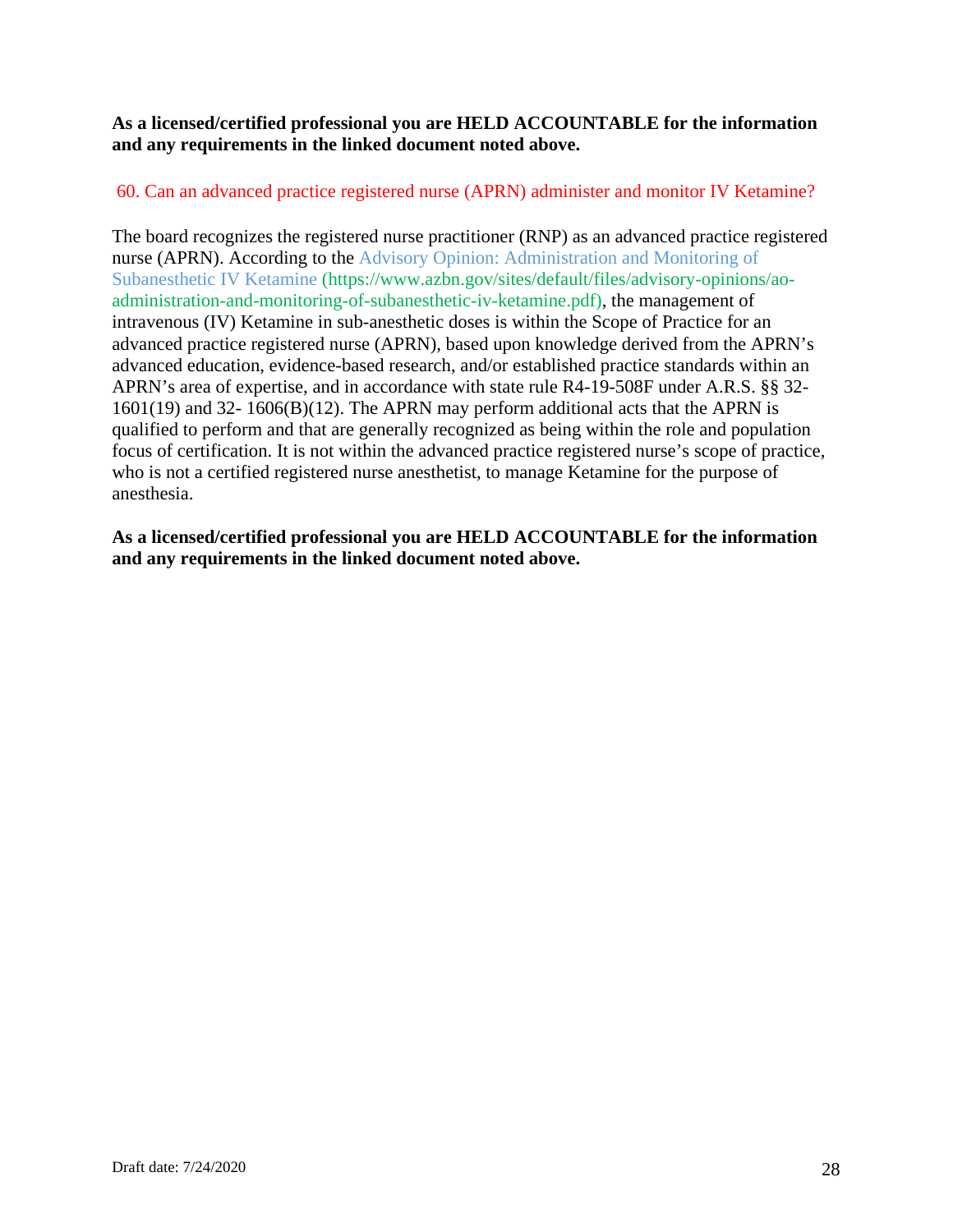**As a licensed/certified professional you are HELD ACCOUNTABLE for the information and any requirements in the linked document noted above.**

60. Can an advanced practice registered nurse (APRN) administer and monitor IV Ketamine?

The board recognizes the registered nurse practitioner (RNP) as an advanced practice registered nurse (APRN). According to the Advisory Opinion: Administration and Monitoring of Subanesthetic IV Ketamine (https://www.azbn.gov/sites/default/files/advisory-opinions/ao-administration-and-monitoring-of-subanesthetic-iv-ketamine.pdf), the management of intravenous (IV) Ketamine in sub-anesthetic doses is within the Scope of Practice for an advanced practice registered nurse (APRN), based upon knowledge derived from the APRN's advanced education, evidence-based research, and/or established practice standards within an APRN's area of expertise, and in accordance with state rule R4-19-508F under A.R.S. §§ 32-1601(19) and 32- 1606(B)(12). The APRN may perform additional acts that the APRN is qualified to perform and that are generally recognized as being within the role and population focus of certification. It is not within the advanced practice registered nurse's scope of practice, who is not a certified registered nurse anesthetist, to manage Ketamine for the purpose of anesthesia.

**As a licensed/certified professional you are HELD ACCOUNTABLE for the information and any requirements in the linked document noted above.**

Draft date: 7/24/2020